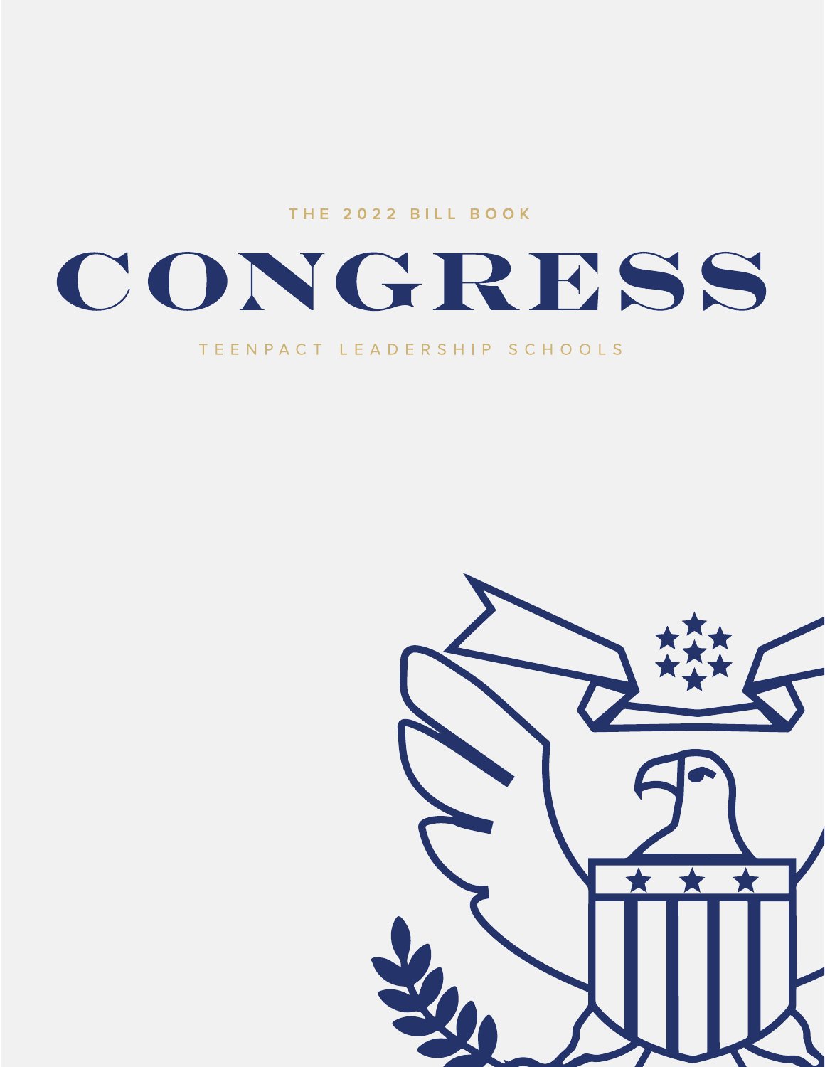THE 2022 BILL BOOK

# CONGRESS

TEENPACT LEADERSHIP SCHOOLS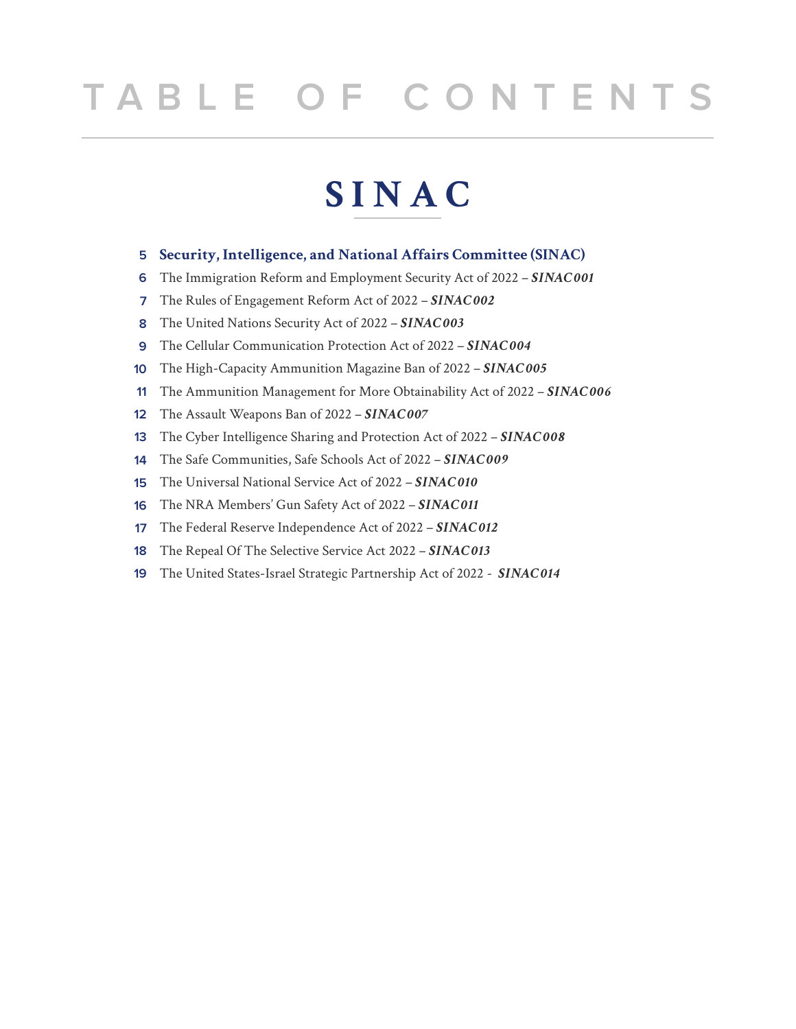# TABLE OF CONTENTS

## SINAC

5 **Security, Intelligence, and National Affairs Committee (SINAC)**
6 The Immigration Reform and Employment Security Act of 2022 – ***SINAC001***
7 The Rules of Engagement Reform Act of 2022 – ***SINAC002***
8 The United Nations Security Act of 2022 – ***SINAC003***
9 The Cellular Communication Protection Act of 2022 – ***SINAC004***
10 The High-Capacity Ammunition Magazine Ban of 2022 – ***SINAC005***
11 The Ammunition Management for More Obtainability Act of 2022 – ***SINAC006***
12 The Assault Weapons Ban of 2022 – ***SINAC007***
13 The Cyber Intelligence Sharing and Protection Act of 2022 – ***SINAC008***
14 The Safe Communities, Safe Schools Act of 2022 – ***SINAC009***
15 The Universal National Service Act of 2022 – ***SINAC010***
16 The NRA Members' Gun Safety Act of 2022 – ***SINAC011***
17 The Federal Reserve Independence Act of 2022 – ***SINAC012***
18 The Repeal Of The Selective Service Act 2022 – ***SINAC013***
19 The United States-Israel Strategic Partnership Act of 2022 - ***SINAC014***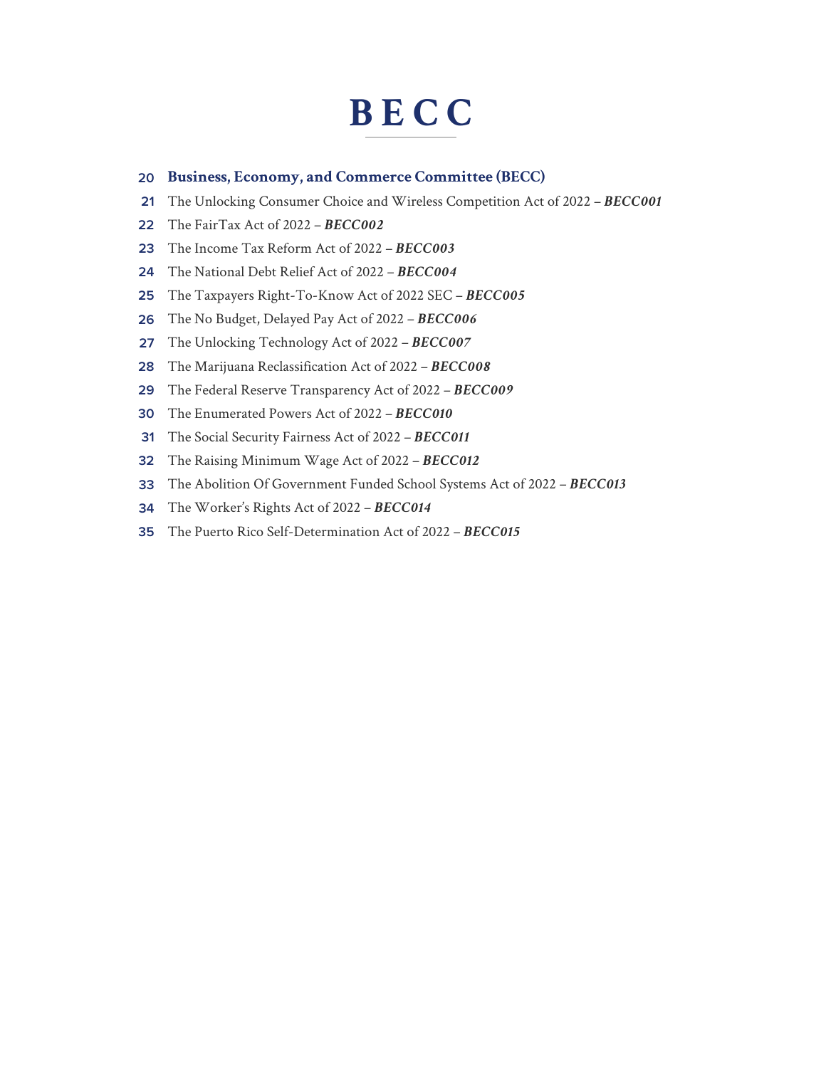# BECC

| | |
|---|---|
| 20 | **Business, Economy, and Commerce Committee (BECC)** |
| 21 | The Unlocking Consumer Choice and Wireless Competition Act of 2022 – ***BECC001*** |
| 22 | The FairTax Act of 2022 – ***BECC002*** |
| 23 | The Income Tax Reform Act of 2022 – ***BECC003*** |
| 24 | The National Debt Relief Act of 2022 – ***BECC004*** |
| 25 | The Taxpayers Right-To-Know Act of 2022 SEC – ***BECC005*** |
| 26 | The No Budget, Delayed Pay Act of 2022 – ***BECC006*** |
| 27 | The Unlocking Technology Act of 2022 – ***BECC007*** |
| 28 | The Marijuana Reclassification Act of 2022 – ***BECC008*** |
| 29 | The Federal Reserve Transparency Act of 2022 – ***BECC009*** |
| 30 | The Enumerated Powers Act of 2022 – ***BECC010*** |
| 31 | The Social Security Fairness Act of 2022 – ***BECC011*** |
| 32 | The Raising Minimum Wage Act of 2022 – ***BECC012*** |
| 33 | The Abolition Of Government Funded School Systems Act of 2022 – ***BECC013*** |
| 34 | The Worker's Rights Act of 2022 – ***BECC014*** |
| 35 | The Puerto Rico Self-Determination Act of 2022 – ***BECC015*** |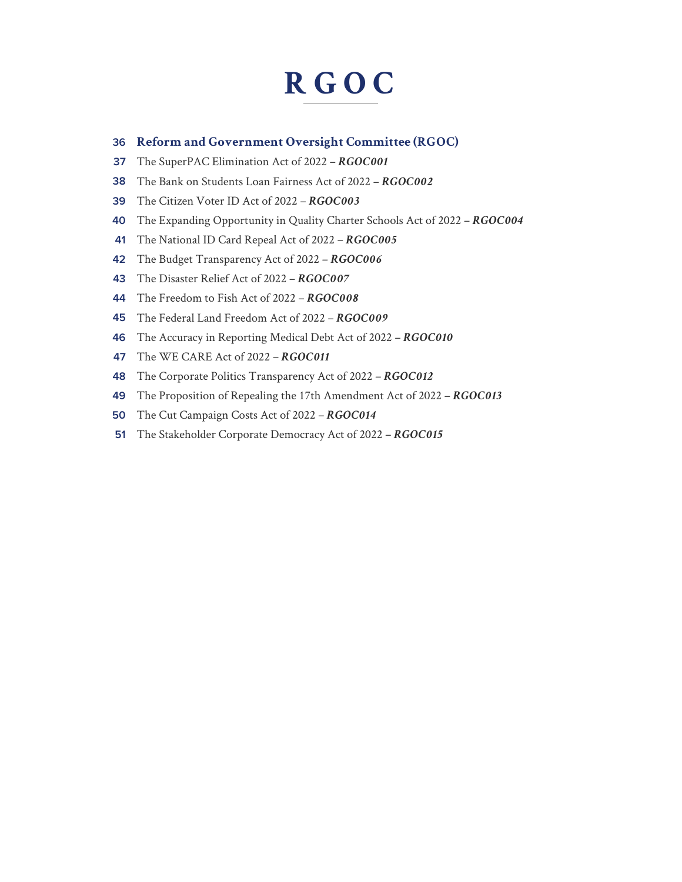# RGOC

- 36 **Reform and Government Oversight Committee (RGOC)**
- 37 The SuperPAC Elimination Act of 2022 – ***RGOC001***
- 38 The Bank on Students Loan Fairness Act of 2022 – ***RGOC002***
- 39 The Citizen Voter ID Act of 2022 – ***RGOC003***
- 40 The Expanding Opportunity in Quality Charter Schools Act of 2022 – ***RGOC004***
- 41 The National ID Card Repeal Act of 2022 – ***RGOC005***
- 42 The Budget Transparency Act of 2022 – ***RGOC006***
- 43 The Disaster Relief Act of 2022 – ***RGOC007***
- 44 The Freedom to Fish Act of 2022 – ***RGOC008***
- 45 The Federal Land Freedom Act of 2022 – ***RGOC009***
- 46 The Accuracy in Reporting Medical Debt Act of 2022 – ***RGOC010***
- 47 The WE CARE Act of 2022 – ***RGOC011***
- 48 The Corporate Politics Transparency Act of 2022 – ***RGOC012***
- 49 The Proposition of Repealing the 17th Amendment Act of 2022 – ***RGOC013***
- 50 The Cut Campaign Costs Act of 2022 – ***RGOC014***
- 51 The Stakeholder Corporate Democracy Act of 2022 – ***RGOC015***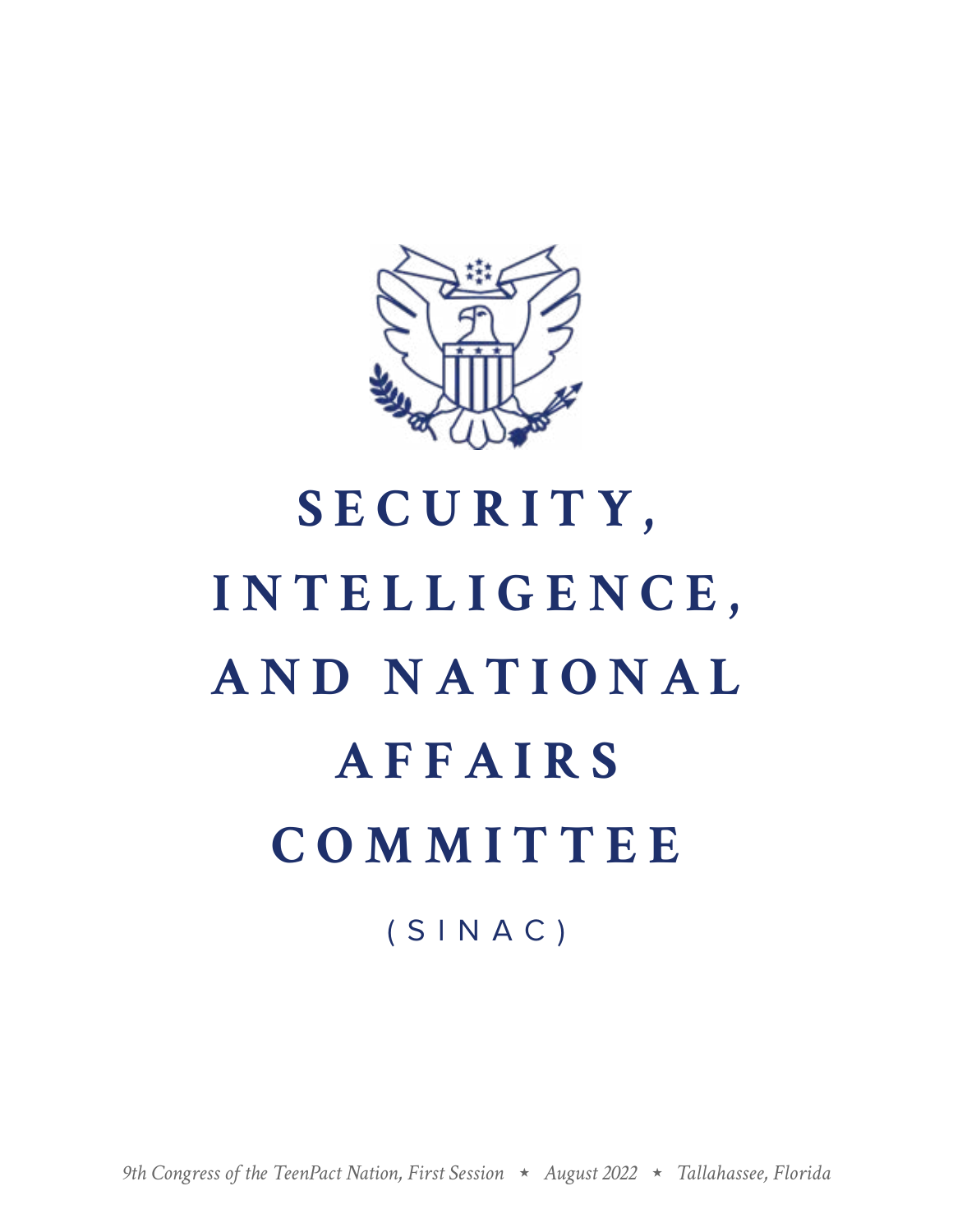# SECURITY, INTELLIGENCE, AND NATIONAL AFFAIRS COMMITTEE

(SINAC)

*9th Congress of the TeenPact Nation, First Session ⋆ August 2022 ⋆ Tallahassee, Florida*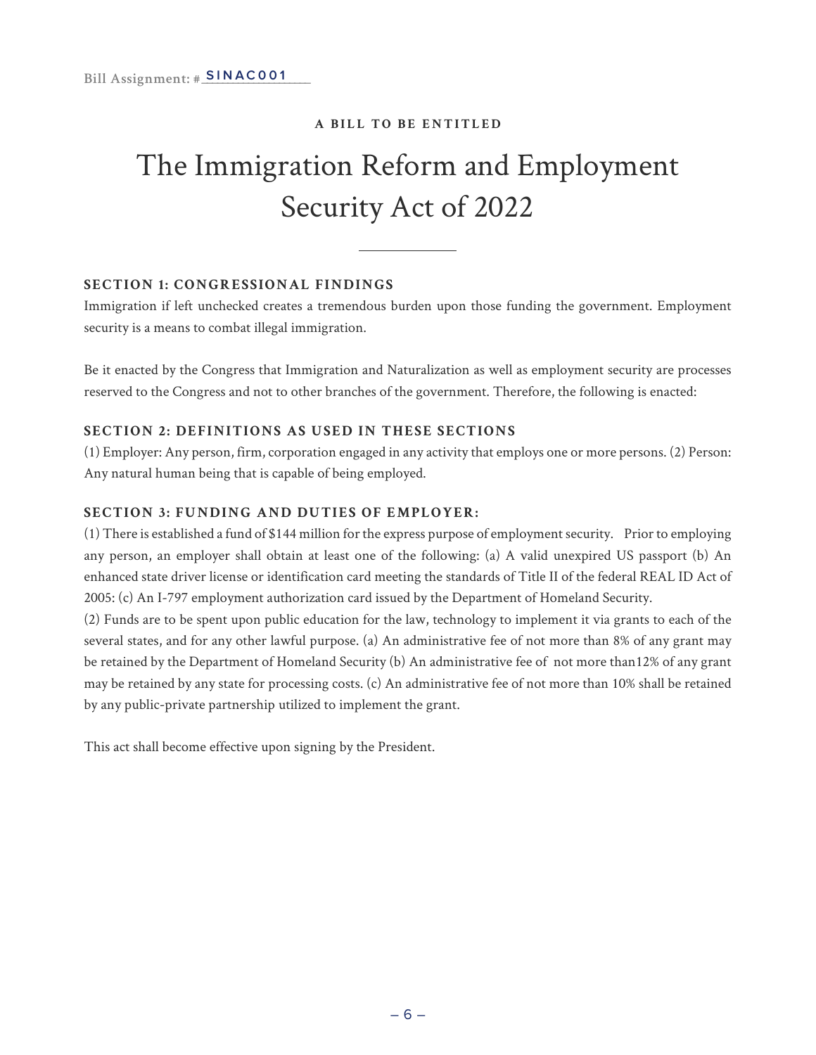Bill Assignment: #SINAC001

**A BILL TO BE ENTITLED**

# The Immigration Reform and Employment Security Act of 2022

---

**SECTION 1: CONGRESSIONAL FINDINGS**

Immigration if left unchecked creates a tremendous burden upon those funding the government. Employment security is a means to combat illegal immigration.

Be it enacted by the Congress that Immigration and Naturalization as well as employment security are processes reserved to the Congress and not to other branches of the government. Therefore, the following is enacted:

**SECTION 2: DEFINITIONS AS USED IN THESE SECTIONS**

(1) Employer: Any person, firm, corporation engaged in any activity that employs one or more persons. (2) Person: Any natural human being that is capable of being employed.

**SECTION 3: FUNDING AND DUTIES OF EMPLOYER:**

(1) There is established a fund of $144 million for the express purpose of employment security. Prior to employing any person, an employer shall obtain at least one of the following: (a) A valid unexpired US passport (b) An enhanced state driver license or identification card meeting the standards of Title II of the federal REAL ID Act of 2005: (c) An I-797 employment authorization card issued by the Department of Homeland Security.

(2) Funds are to be spent upon public education for the law, technology to implement it via grants to each of the several states, and for any other lawful purpose. (a) An administrative fee of not more than 8% of any grant may be retained by the Department of Homeland Security (b) An administrative fee of not more than12% of any grant may be retained by any state for processing costs. (c) An administrative fee of not more than 10% shall be retained by any public-private partnership utilized to implement the grant.

This act shall become effective upon signing by the President.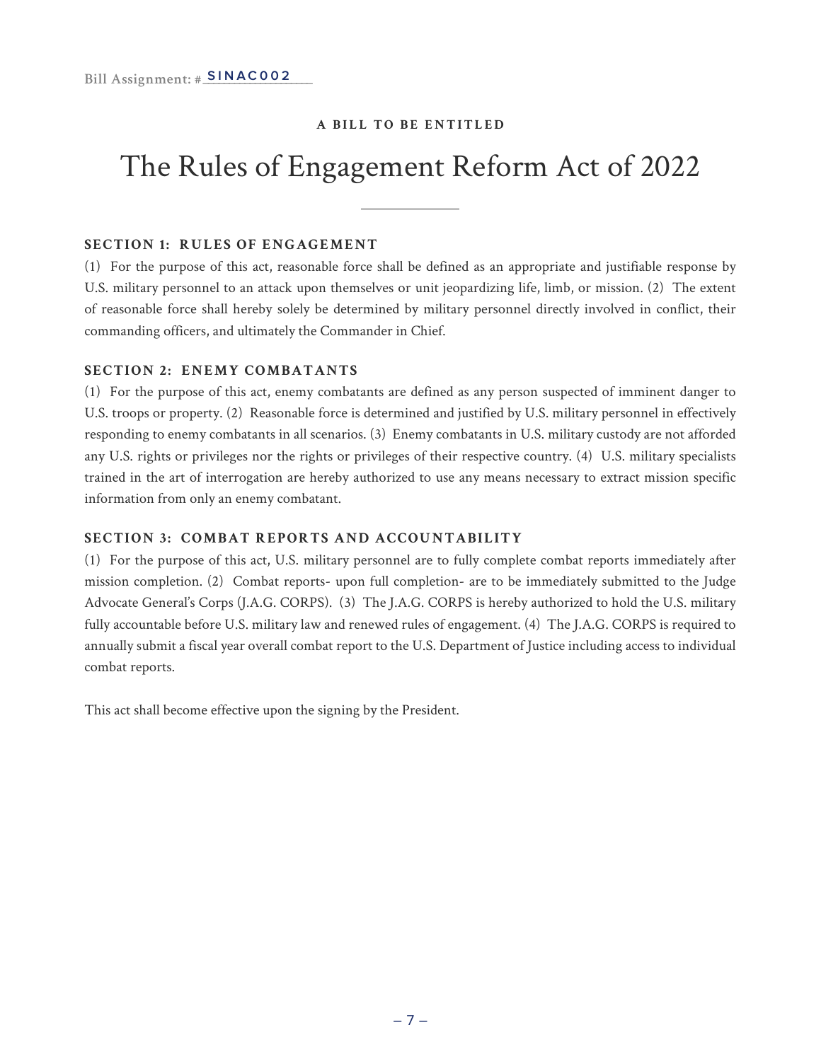Bill Assignment: # SINAC002

**A BILL TO BE ENTITLED**

# The Rules of Engagement Reform Act of 2022

### SECTION 1: RULES OF ENGAGEMENT

(1) For the purpose of this act, reasonable force shall be defined as an appropriate and justifiable response by U.S. military personnel to an attack upon themselves or unit jeopardizing life, limb, or mission. (2) The extent of reasonable force shall hereby solely be determined by military personnel directly involved in conflict, their commanding officers, and ultimately the Commander in Chief.

### SECTION 2: ENEMY COMBATANTS

(1) For the purpose of this act, enemy combatants are defined as any person suspected of imminent danger to U.S. troops or property. (2) Reasonable force is determined and justified by U.S. military personnel in effectively responding to enemy combatants in all scenarios. (3) Enemy combatants in U.S. military custody are not afforded any U.S. rights or privileges nor the rights or privileges of their respective country. (4) U.S. military specialists trained in the art of interrogation are hereby authorized to use any means necessary to extract mission specific information from only an enemy combatant.

### SECTION 3: COMBAT REPORTS AND ACCOUNTABILITY

(1) For the purpose of this act, U.S. military personnel are to fully complete combat reports immediately after mission completion. (2) Combat reports- upon full completion- are to be immediately submitted to the Judge Advocate General's Corps (J.A.G. CORPS). (3) The J.A.G. CORPS is hereby authorized to hold the U.S. military fully accountable before U.S. military law and renewed rules of engagement. (4) The J.A.G. CORPS is required to annually submit a fiscal year overall combat report to the U.S. Department of Justice including access to individual combat reports.

This act shall become effective upon the signing by the President.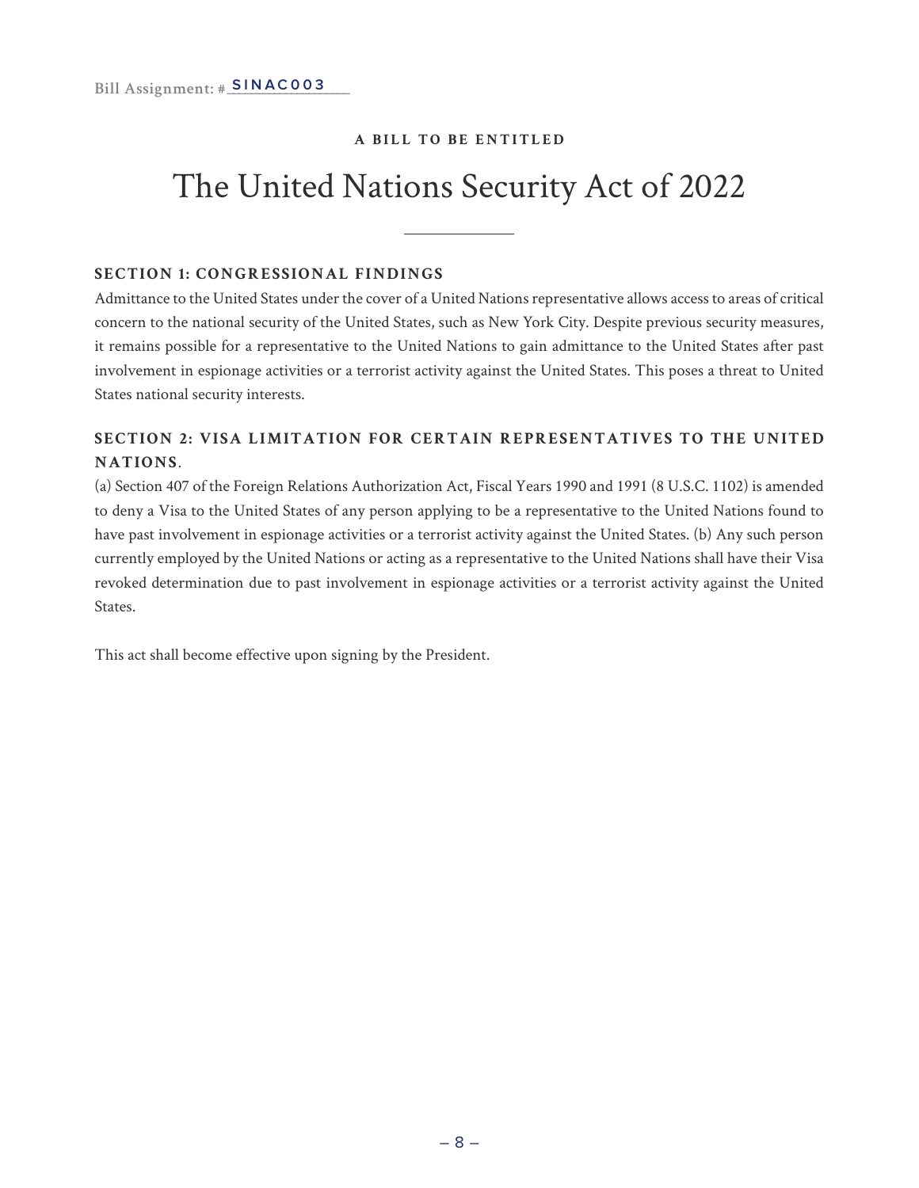Bill Assignment: #SINAC003

**A BILL TO BE ENTITLED**

# The United Nations Security Act of 2022

**SECTION 1: CONGRESSIONAL FINDINGS**

Admittance to the United States under the cover of a United Nations representative allows access to areas of critical concern to the national security of the United States, such as New York City. Despite previous security measures, it remains possible for a representative to the United Nations to gain admittance to the United States after past involvement in espionage activities or a terrorist activity against the United States. This poses a threat to United States national security interests.

**SECTION 2: VISA LIMITATION FOR CERTAIN REPRESENTATIVES TO THE UNITED NATIONS**.

(a) Section 407 of the Foreign Relations Authorization Act, Fiscal Years 1990 and 1991 (8 U.S.C. 1102) is amended to deny a Visa to the United States of any person applying to be a representative to the United Nations found to have past involvement in espionage activities or a terrorist activity against the United States. (b) Any such person currently employed by the United Nations or acting as a representative to the United Nations shall have their Visa revoked determination due to past involvement in espionage activities or a terrorist activity against the United States.

This act shall become effective upon signing by the President.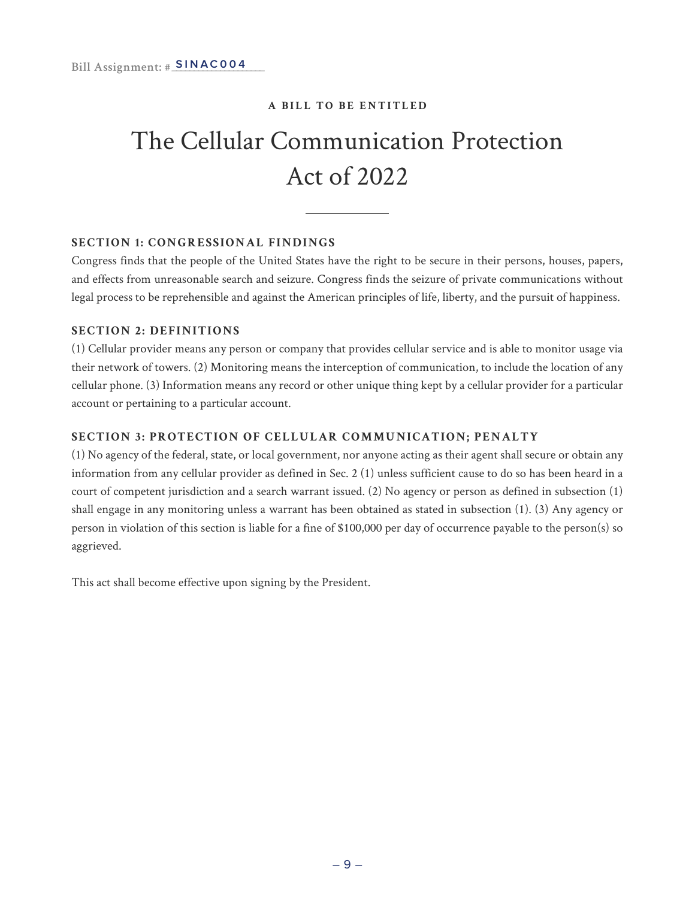Bill Assignment: #SINAC004

**A BILL TO BE ENTITLED**

# The Cellular Communication Protection Act of 2022

### SECTION 1: CONGRESSIONAL FINDINGS

Congress finds that the people of the United States have the right to be secure in their persons, houses, papers, and effects from unreasonable search and seizure. Congress finds the seizure of private communications without legal process to be reprehensible and against the American principles of life, liberty, and the pursuit of happiness.

### SECTION 2: DEFINITIONS

(1) Cellular provider means any person or company that provides cellular service and is able to monitor usage via their network of towers. (2) Monitoring means the interception of communication, to include the location of any cellular phone. (3) Information means any record or other unique thing kept by a cellular provider for a particular account or pertaining to a particular account.

### SECTION 3: PROTECTION OF CELLULAR COMMUNICATION; PENALTY

(1) No agency of the federal, state, or local government, nor anyone acting as their agent shall secure or obtain any information from any cellular provider as defined in Sec. 2 (1) unless sufficient cause to do so has been heard in a court of competent jurisdiction and a search warrant issued. (2) No agency or person as defined in subsection (1) shall engage in any monitoring unless a warrant has been obtained as stated in subsection (1). (3) Any agency or person in violation of this section is liable for a fine of $100,000 per day of occurrence payable to the person(s) so aggrieved.

This act shall become effective upon signing by the President.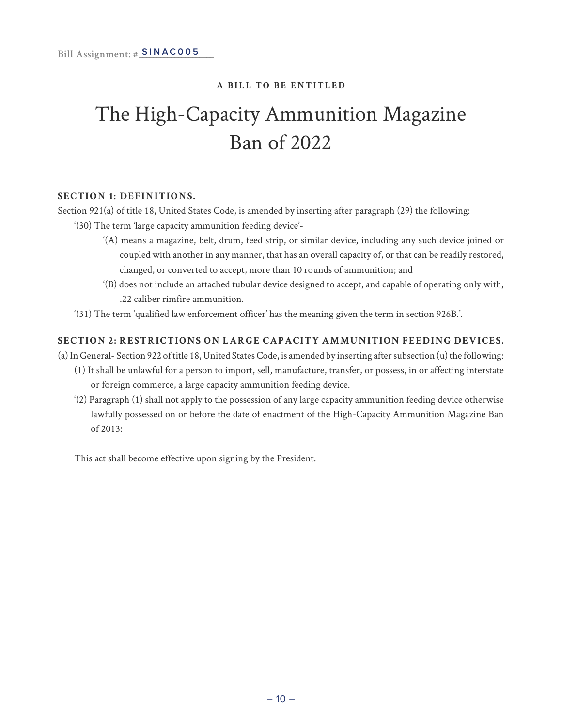Bill Assignment: #SINAC005

**A BILL TO BE ENTITLED**

# The High-Capacity Ammunition Magazine Ban of 2022

**SECTION 1: DEFINITIONS.**

Section 921(a) of title 18, United States Code, is amended by inserting after paragraph (29) the following:

'(30) The term 'large capacity ammunition feeding device'-

'(A) means a magazine, belt, drum, feed strip, or similar device, including any such device joined or coupled with another in any manner, that has an overall capacity of, or that can be readily restored, changed, or converted to accept, more than 10 rounds of ammunition; and

'(B) does not include an attached tubular device designed to accept, and capable of operating only with, .22 caliber rimfire ammunition.

'(31) The term 'qualified law enforcement officer' has the meaning given the term in section 926B.'.

**SECTION 2: RESTRICTIONS ON LARGE CAPACITY AMMUNITION FEEDING DEVICES.**

(a) In General- Section 922 of title 18, United States Code, is amended by inserting after subsection (u) the following:

(1) It shall be unlawful for a person to import, sell, manufacture, transfer, or possess, in or affecting interstate or foreign commerce, a large capacity ammunition feeding device.

'(2) Paragraph (1) shall not apply to the possession of any large capacity ammunition feeding device otherwise lawfully possessed on or before the date of enactment of the High-Capacity Ammunition Magazine Ban of 2013:

This act shall become effective upon signing by the President.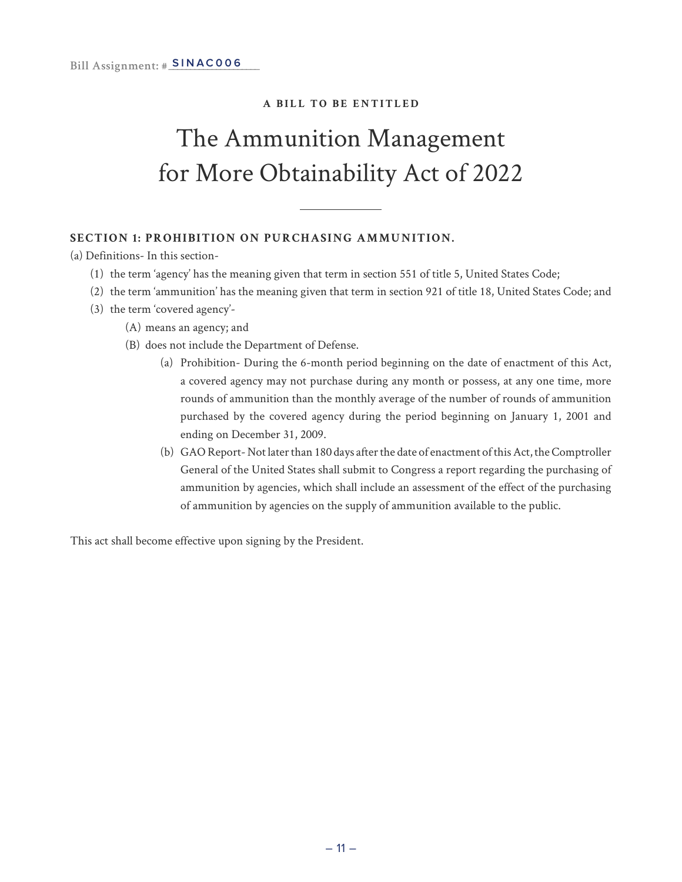Bill Assignment: #SINAC006

**A BILL TO BE ENTITLED**

# The Ammunition Management for More Obtainability Act of 2022

---

**SECTION 1: PROHIBITION ON PURCHASING AMMUNITION.**

(a) Definitions- In this section-

- (1) the term 'agency' has the meaning given that term in section 551 of title 5, United States Code;
- (2) the term 'ammunition' has the meaning given that term in section 921 of title 18, United States Code; and
- (3) the term 'covered agency'-
  - (A) means an agency; and
  - (B) does not include the Department of Defense.
    - (a) Prohibition- During the 6-month period beginning on the date of enactment of this Act, a covered agency may not purchase during any month or possess, at any one time, more rounds of ammunition than the monthly average of the number of rounds of ammunition purchased by the covered agency during the period beginning on January 1, 2001 and ending on December 31, 2009.
    - (b) GAO Report- Not later than 180 days after the date of enactment of this Act, the Comptroller General of the United States shall submit to Congress a report regarding the purchasing of ammunition by agencies, which shall include an assessment of the effect of the purchasing of ammunition by agencies on the supply of ammunition available to the public.

This act shall become effective upon signing by the President.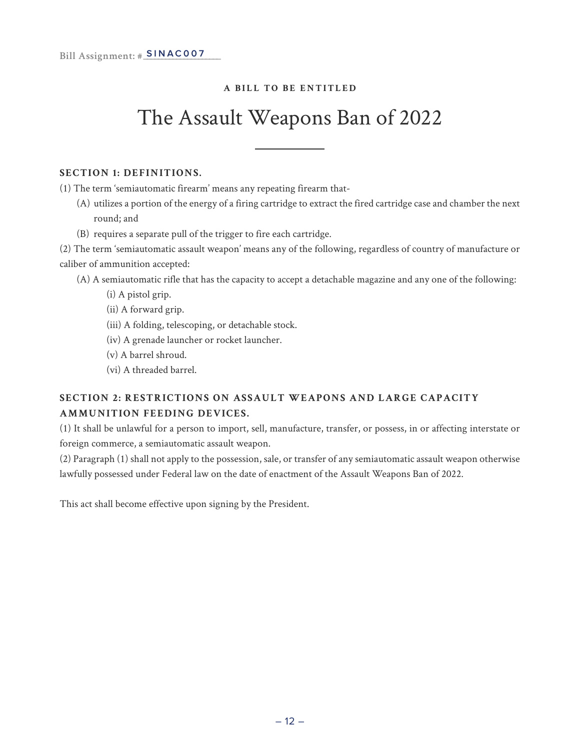Bill Assignment: #SINAC007

**A BILL TO BE ENTITLED**

# The Assault Weapons Ban of 2022

### SECTION 1: DEFINITIONS.

(1) The term 'semiautomatic firearm' means any repeating firearm that-

- (A) utilizes a portion of the energy of a firing cartridge to extract the fired cartridge case and chamber the next round; and
- (B) requires a separate pull of the trigger to fire each cartridge.

(2) The term 'semiautomatic assault weapon' means any of the following, regardless of country of manufacture or caliber of ammunition accepted:

- (A) A semiautomatic rifle that has the capacity to accept a detachable magazine and any one of the following:
  - (i) A pistol grip.
  - (ii) A forward grip.
  - (iii) A folding, telescoping, or detachable stock.
  - (iv) A grenade launcher or rocket launcher.
  - (v) A barrel shroud.
  - (vi) A threaded barrel.

### SECTION 2: RESTRICTIONS ON ASSAULT WEAPONS AND LARGE CAPACITY AMMUNITION FEEDING DEVICES.

(1) It shall be unlawful for a person to import, sell, manufacture, transfer, or possess, in or affecting interstate or foreign commerce, a semiautomatic assault weapon.

(2) Paragraph (1) shall not apply to the possession, sale, or transfer of any semiautomatic assault weapon otherwise lawfully possessed under Federal law on the date of enactment of the Assault Weapons Ban of 2022.

This act shall become effective upon signing by the President.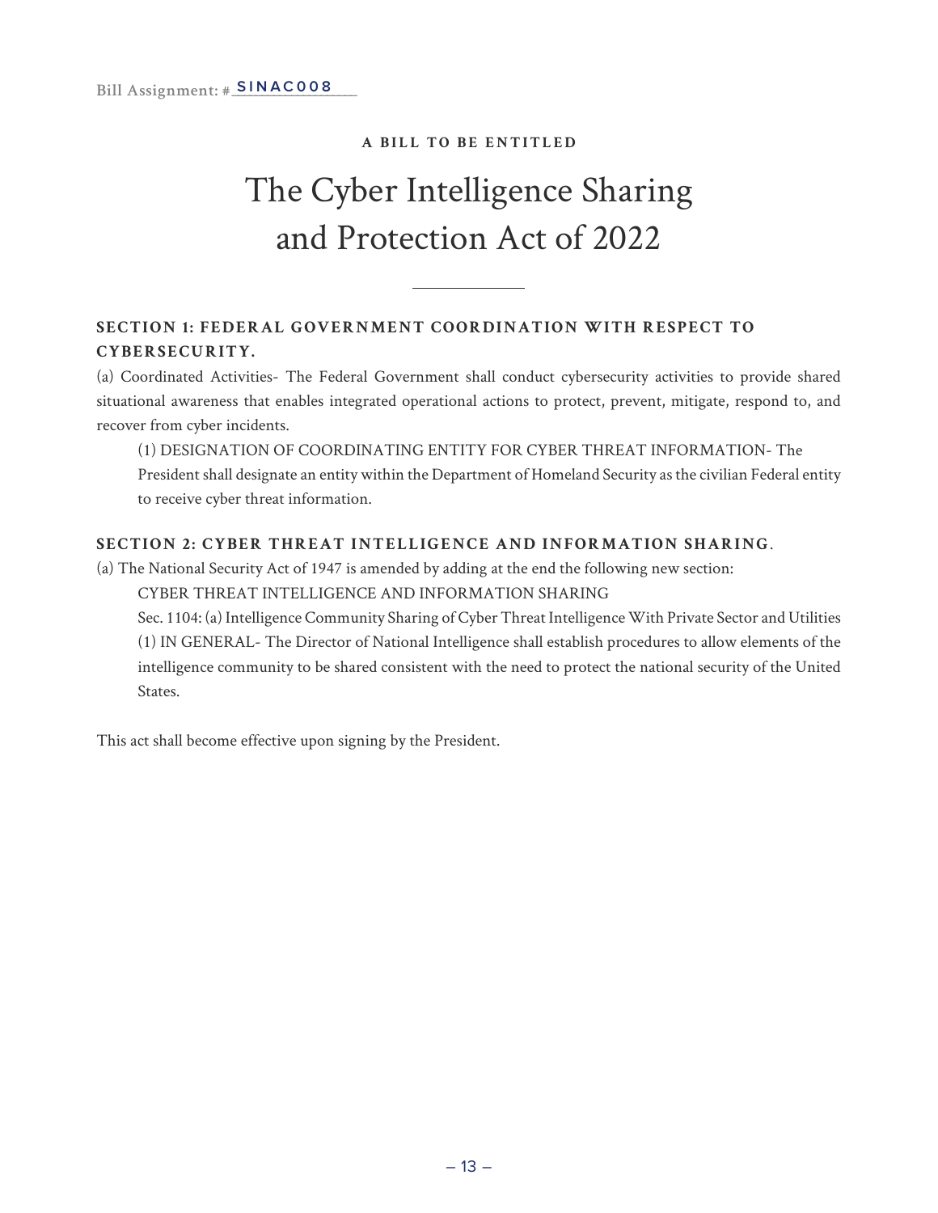Bill Assignment: # SINAC008

**A BILL TO BE ENTITLED**

# The Cyber Intelligence Sharing and Protection Act of 2022

---

**SECTION 1: FEDERAL GOVERNMENT COORDINATION WITH RESPECT TO CYBERSECURITY.**

(a) Coordinated Activities- The Federal Government shall conduct cybersecurity activities to provide shared situational awareness that enables integrated operational actions to protect, prevent, mitigate, respond to, and recover from cyber incidents.

(1) DESIGNATION OF COORDINATING ENTITY FOR CYBER THREAT INFORMATION- The President shall designate an entity within the Department of Homeland Security as the civilian Federal entity to receive cyber threat information.

**SECTION 2: CYBER THREAT INTELLIGENCE AND INFORMATION SHARING**.

(a) The National Security Act of 1947 is amended by adding at the end the following new section:

CYBER THREAT INTELLIGENCE AND INFORMATION SHARING

Sec. 1104: (a) Intelligence Community Sharing of Cyber Threat Intelligence With Private Sector and Utilities

(1) IN GENERAL- The Director of National Intelligence shall establish procedures to allow elements of the intelligence community to be shared consistent with the need to protect the national security of the United States.

This act shall become effective upon signing by the President.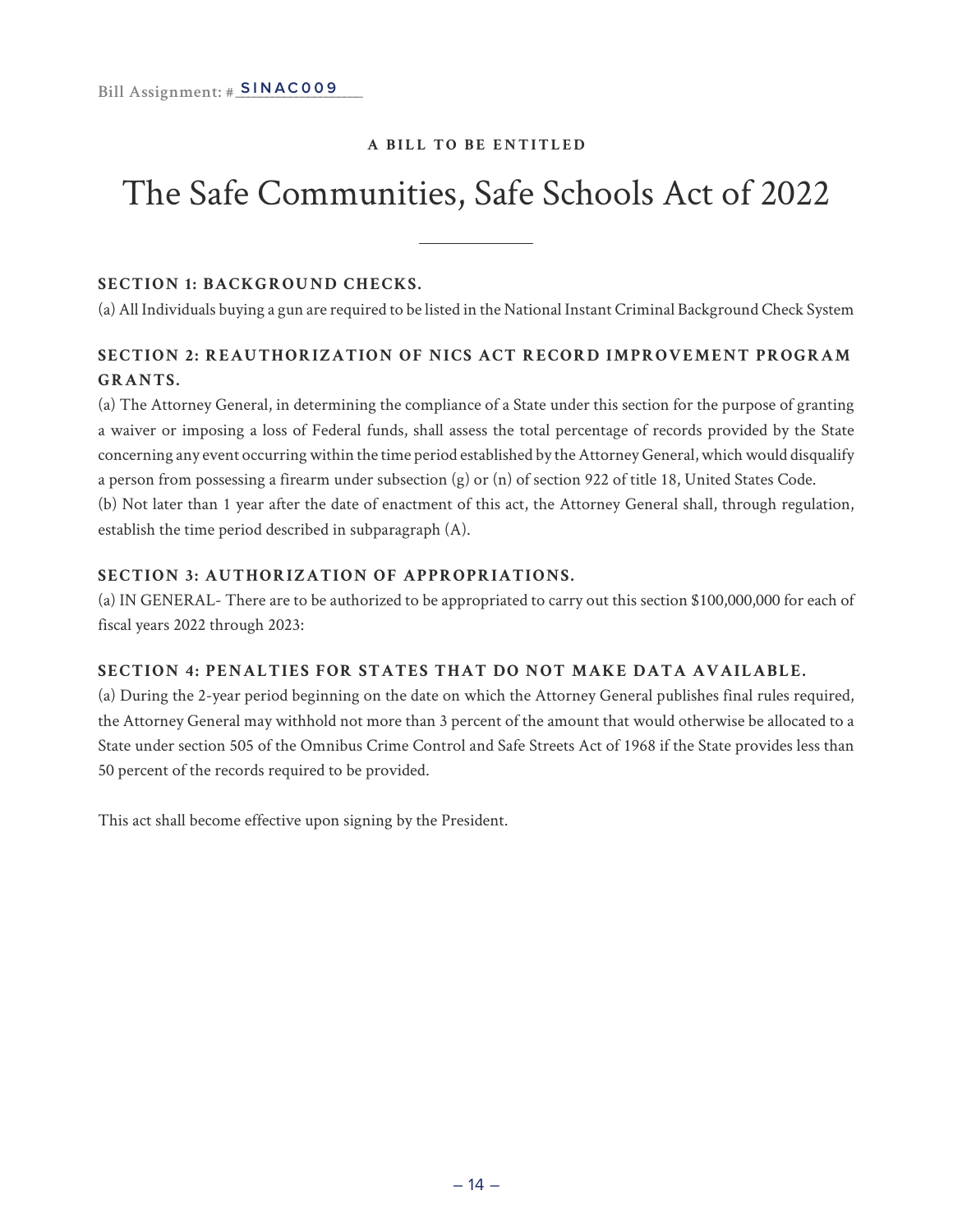Bill Assignment: #SINAC009

**A BILL TO BE ENTITLED**

# The Safe Communities, Safe Schools Act of 2022

---

## SECTION 1: BACKGROUND CHECKS.

(a) All Individuals buying a gun are required to be listed in the National Instant Criminal Background Check System

## SECTION 2: REAUTHORIZATION OF NICS ACT RECORD IMPROVEMENT PROGRAM GRANTS.

(a) The Attorney General, in determining the compliance of a State under this section for the purpose of granting a waiver or imposing a loss of Federal funds, shall assess the total percentage of records provided by the State concerning any event occurring within the time period established by the Attorney General, which would disqualify a person from possessing a firearm under subsection (g) or (n) of section 922 of title 18, United States Code.

(b) Not later than 1 year after the date of enactment of this act, the Attorney General shall, through regulation, establish the time period described in subparagraph (A).

## SECTION 3: AUTHORIZATION OF APPROPRIATIONS.

(a) IN GENERAL- There are to be authorized to be appropriated to carry out this section $100,000,000 for each of fiscal years 2022 through 2023:

## SECTION 4: PENALTIES FOR STATES THAT DO NOT MAKE DATA AVAILABLE.

(a) During the 2-year period beginning on the date on which the Attorney General publishes final rules required, the Attorney General may withhold not more than 3 percent of the amount that would otherwise be allocated to a State under section 505 of the Omnibus Crime Control and Safe Streets Act of 1968 if the State provides less than 50 percent of the records required to be provided.

This act shall become effective upon signing by the President.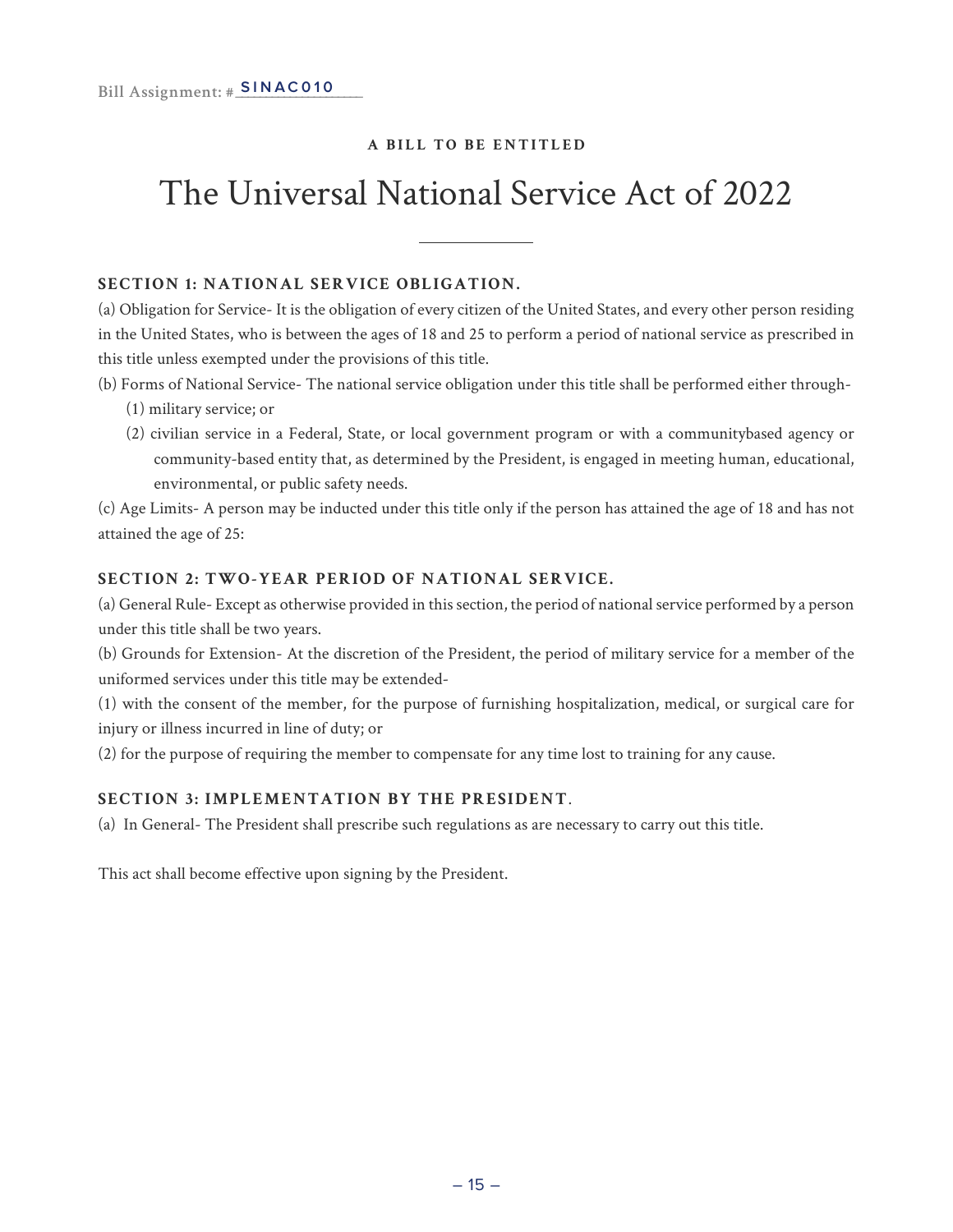Bill Assignment: # SINAC010

**A BILL TO BE ENTITLED**

# The Universal National Service Act of 2022

---

**SECTION 1: NATIONAL SERVICE OBLIGATION.**

(a) Obligation for Service- It is the obligation of every citizen of the United States, and every other person residing in the United States, who is between the ages of 18 and 25 to perform a period of national service as prescribed in this title unless exempted under the provisions of this title.

(b) Forms of National Service- The national service obligation under this title shall be performed either through-

(1) military service; or

(2) civilian service in a Federal, State, or local government program or with a communitybased agency or community-based entity that, as determined by the President, is engaged in meeting human, educational, environmental, or public safety needs.

(c) Age Limits- A person may be inducted under this title only if the person has attained the age of 18 and has not attained the age of 25:

**SECTION 2: TWO-YEAR PERIOD OF NATIONAL SERVICE.**

(a) General Rule- Except as otherwise provided in this section, the period of national service performed by a person under this title shall be two years.

(b) Grounds for Extension- At the discretion of the President, the period of military service for a member of the uniformed services under this title may be extended-

(1) with the consent of the member, for the purpose of furnishing hospitalization, medical, or surgical care for injury or illness incurred in line of duty; or

(2) for the purpose of requiring the member to compensate for any time lost to training for any cause.

**SECTION 3: IMPLEMENTATION BY THE PRESIDENT.**

(a) In General- The President shall prescribe such regulations as are necessary to carry out this title.

This act shall become effective upon signing by the President.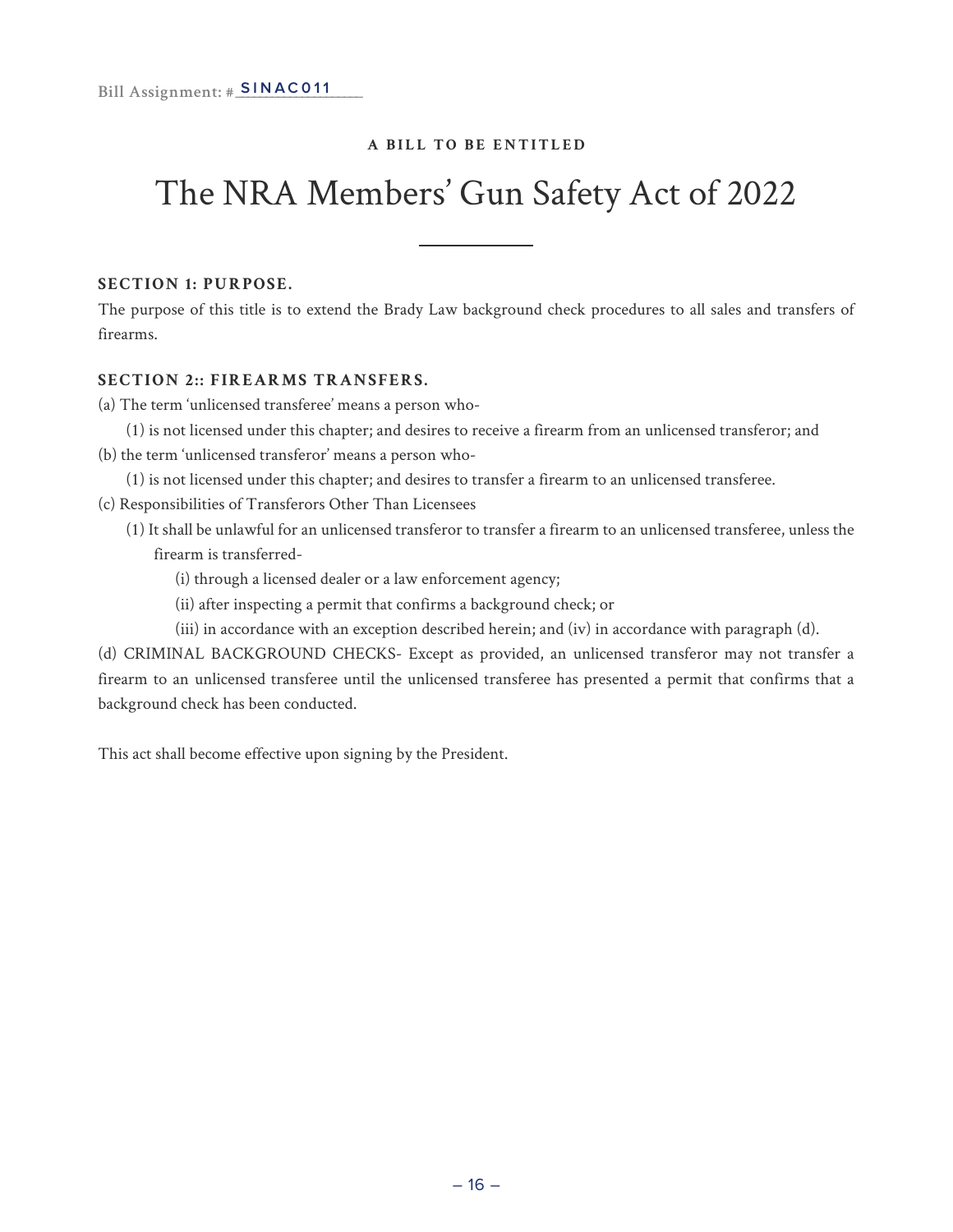Bill Assignment: # SINAC011

**A BILL TO BE ENTITLED**

# The NRA Members' Gun Safety Act of 2022

**SECTION 1: PURPOSE.**

The purpose of this title is to extend the Brady Law background check procedures to all sales and transfers of firearms.

**SECTION 2:: FIREARMS TRANSFERS.**

(a) The term 'unlicensed transferee' means a person who-

(1) is not licensed under this chapter; and desires to receive a firearm from an unlicensed transferor; and

(b) the term 'unlicensed transferor' means a person who-

(1) is not licensed under this chapter; and desires to transfer a firearm to an unlicensed transferee.

(c) Responsibilities of Transferors Other Than Licensees

(1) It shall be unlawful for an unlicensed transferor to transfer a firearm to an unlicensed transferee, unless the firearm is transferred-

(i) through a licensed dealer or a law enforcement agency;

(ii) after inspecting a permit that confirms a background check; or

(iii) in accordance with an exception described herein; and (iv) in accordance with paragraph (d).

(d) CRIMINAL BACKGROUND CHECKS- Except as provided, an unlicensed transferor may not transfer a firearm to an unlicensed transferee until the unlicensed transferee has presented a permit that confirms that a background check has been conducted.

This act shall become effective upon signing by the President.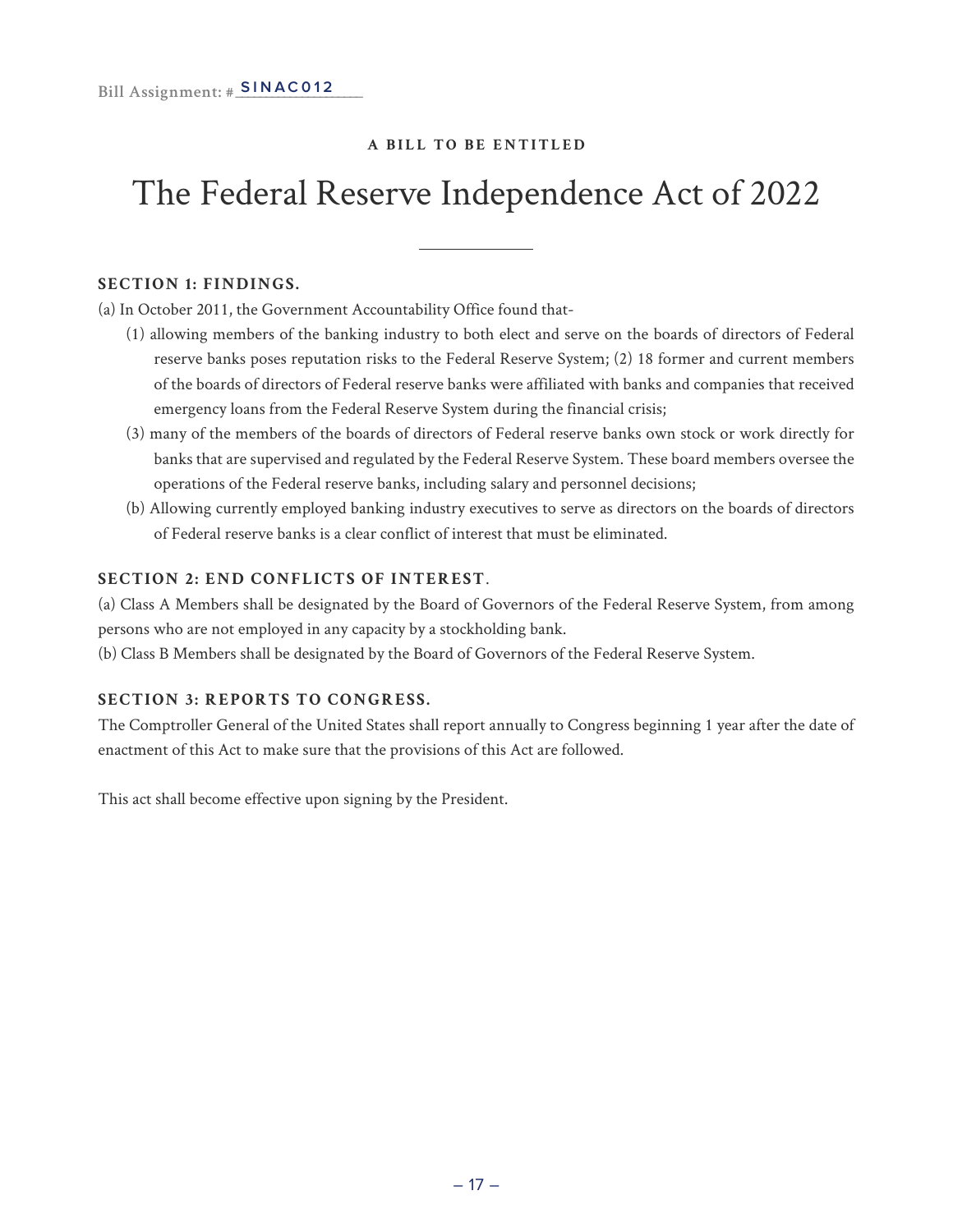Bill Assignment: #SINAC012

**A BILL TO BE ENTITLED**

# The Federal Reserve Independence Act of 2022

**SECTION 1: FINDINGS.**

(a) In October 2011, the Government Accountability Office found that-

(1) allowing members of the banking industry to both elect and serve on the boards of directors of Federal reserve banks poses reputation risks to the Federal Reserve System; (2) 18 former and current members of the boards of directors of Federal reserve banks were affiliated with banks and companies that received emergency loans from the Federal Reserve System during the financial crisis;

(3) many of the members of the boards of directors of Federal reserve banks own stock or work directly for banks that are supervised and regulated by the Federal Reserve System. These board members oversee the operations of the Federal reserve banks, including salary and personnel decisions;

(b) Allowing currently employed banking industry executives to serve as directors on the boards of directors of Federal reserve banks is a clear conflict of interest that must be eliminated.

**SECTION 2: END CONFLICTS OF INTEREST.**

(a) Class A Members shall be designated by the Board of Governors of the Federal Reserve System, from among persons who are not employed in any capacity by a stockholding bank.

(b) Class B Members shall be designated by the Board of Governors of the Federal Reserve System.

**SECTION 3: REPORTS TO CONGRESS.**

The Comptroller General of the United States shall report annually to Congress beginning 1 year after the date of enactment of this Act to make sure that the provisions of this Act are followed.

This act shall become effective upon signing by the President.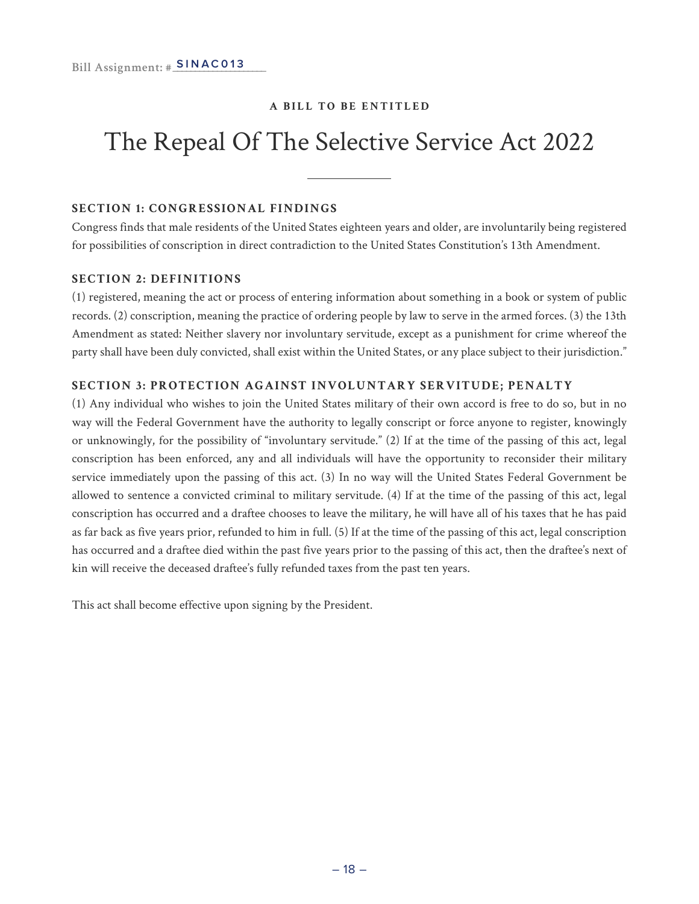Bill Assignment: #SINAC013

**A BILL TO BE ENTITLED**

# The Repeal Of The Selective Service Act 2022

**SECTION 1: CONGRESSIONAL FINDINGS**

Congress finds that male residents of the United States eighteen years and older, are involuntarily being registered for possibilities of conscription in direct contradiction to the United States Constitution's 13th Amendment.

**SECTION 2: DEFINITIONS**

(1) registered, meaning the act or process of entering information about something in a book or system of public records. (2) conscription, meaning the practice of ordering people by law to serve in the armed forces. (3) the 13th Amendment as stated: Neither slavery nor involuntary servitude, except as a punishment for crime whereof the party shall have been duly convicted, shall exist within the United States, or any place subject to their jurisdiction."

**SECTION 3: PROTECTION AGAINST INVOLUNTARY SERVITUDE; PENALTY**

(1) Any individual who wishes to join the United States military of their own accord is free to do so, but in no way will the Federal Government have the authority to legally conscript or force anyone to register, knowingly or unknowingly, for the possibility of "involuntary servitude." (2) If at the time of the passing of this act, legal conscription has been enforced, any and all individuals will have the opportunity to reconsider their military service immediately upon the passing of this act. (3) In no way will the United States Federal Government be allowed to sentence a convicted criminal to military servitude. (4) If at the time of the passing of this act, legal conscription has occurred and a draftee chooses to leave the military, he will have all of his taxes that he has paid as far back as five years prior, refunded to him in full. (5) If at the time of the passing of this act, legal conscription has occurred and a draftee died within the past five years prior to the passing of this act, then the draftee's next of kin will receive the deceased draftee's fully refunded taxes from the past ten years.

This act shall become effective upon signing by the President.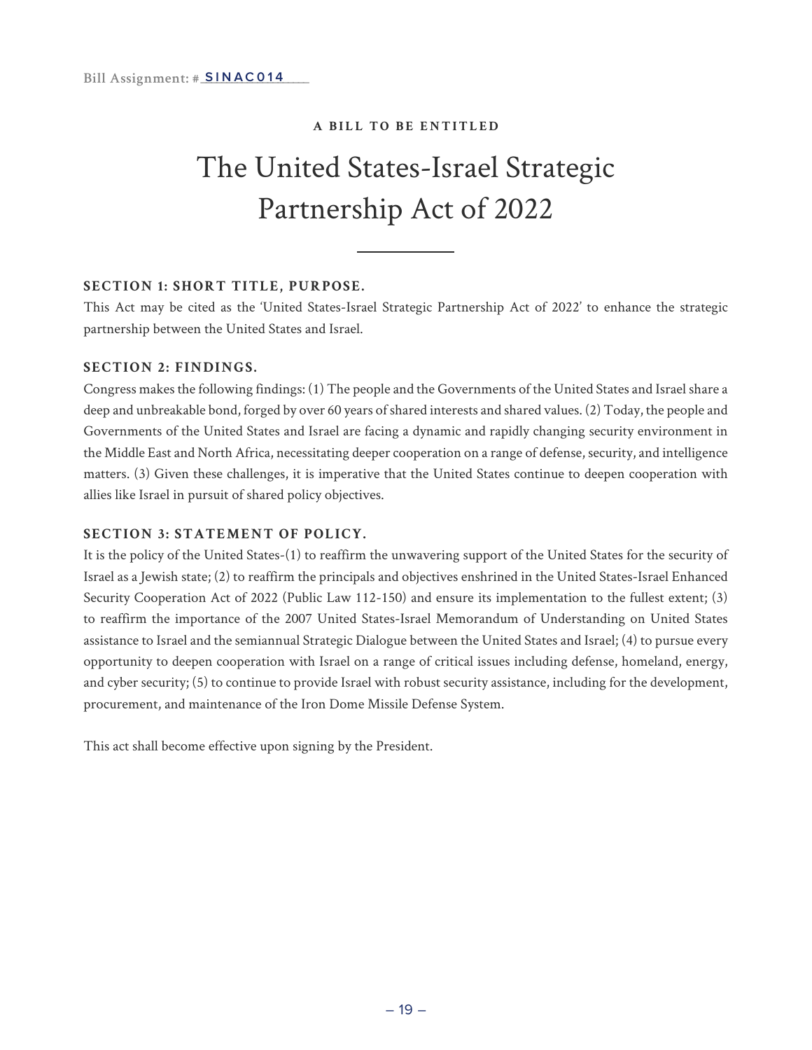Bill Assignment: # SINAC014

**A BILL TO BE ENTITLED**

# The United States-Israel Strategic Partnership Act of 2022

---

### SECTION 1: SHORT TITLE, PURPOSE.

This Act may be cited as the 'United States-Israel Strategic Partnership Act of 2022' to enhance the strategic partnership between the United States and Israel.

### SECTION 2: FINDINGS.

Congress makes the following findings: (1) The people and the Governments of the United States and Israel share a deep and unbreakable bond, forged by over 60 years of shared interests and shared values. (2) Today, the people and Governments of the United States and Israel are facing a dynamic and rapidly changing security environment in the Middle East and North Africa, necessitating deeper cooperation on a range of defense, security, and intelligence matters. (3) Given these challenges, it is imperative that the United States continue to deepen cooperation with allies like Israel in pursuit of shared policy objectives.

### SECTION 3: STATEMENT OF POLICY.

It is the policy of the United States-(1) to reaffirm the unwavering support of the United States for the security of Israel as a Jewish state; (2) to reaffirm the principals and objectives enshrined in the United States-Israel Enhanced Security Cooperation Act of 2022 (Public Law 112-150) and ensure its implementation to the fullest extent; (3) to reaffirm the importance of the 2007 United States-Israel Memorandum of Understanding on United States assistance to Israel and the semiannual Strategic Dialogue between the United States and Israel; (4) to pursue every opportunity to deepen cooperation with Israel on a range of critical issues including defense, homeland, energy, and cyber security; (5) to continue to provide Israel with robust security assistance, including for the development, procurement, and maintenance of the Iron Dome Missile Defense System.

This act shall become effective upon signing by the President.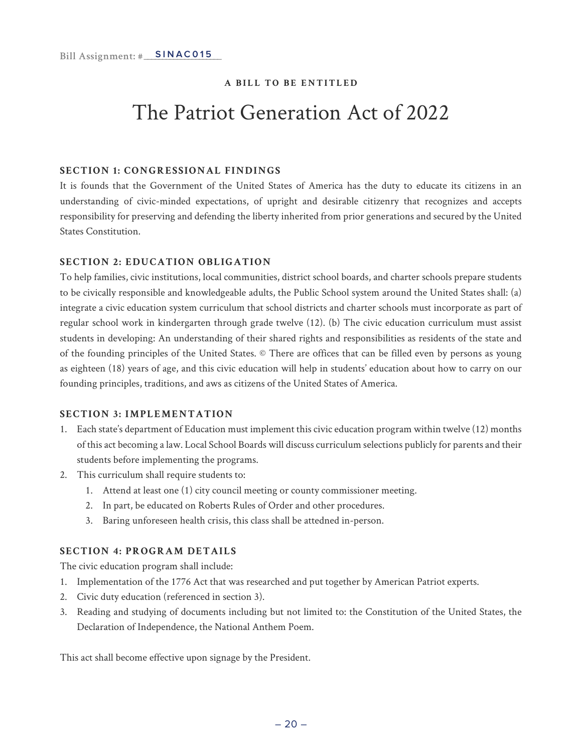Bill Assignment: #SINAC015

**A BILL TO BE ENTITLED**

# The Patriot Generation Act of 2022

### SECTION 1: CONGRESSIONAL FINDINGS

It is founds that the Government of the United States of America has the duty to educate its citizens in an understanding of civic-minded expectations, of upright and desirable citizenry that recognizes and accepts responsibility for preserving and defending the liberty inherited from prior generations and secured by the United States Constitution.

### SECTION 2: EDUCATION OBLIGATION

To help families, civic institutions, local communities, district school boards, and charter schools prepare students to be civically responsible and knowledgeable adults, the Public School system around the United States shall: (a) integrate a civic education system curriculum that school districts and charter schools must incorporate as part of regular school work in kindergarten through grade twelve (12). (b) The civic education curriculum must assist students in developing: An understanding of their shared rights and responsibilities as residents of the state and of the founding principles of the United States. © There are offices that can be filled even by persons as young as eighteen (18) years of age, and this civic education will help in students' education about how to carry on our founding principles, traditions, and aws as citizens of the United States of America.

### SECTION 3: IMPLEMENTATION

1. Each state's department of Education must implement this civic education program within twelve (12) months of this act becoming a law. Local School Boards will discuss curriculum selections publicly for parents and their students before implementing the programs.
2. This curriculum shall require students to:
    1. Attend at least one (1) city council meeting or county commissioner meeting.
    2. In part, be educated on Roberts Rules of Order and other procedures.
    3. Baring unforeseen health crisis, this class shall be attedned in-person.

### SECTION 4: PROGRAM DETAILS

The civic education program shall include:

1. Implementation of the 1776 Act that was researched and put together by American Patriot experts.
2. Civic duty education (referenced in section 3).
3. Reading and studying of documents including but not limited to: the Constitution of the United States, the Declaration of Independence, the National Anthem Poem.

This act shall become effective upon signage by the President.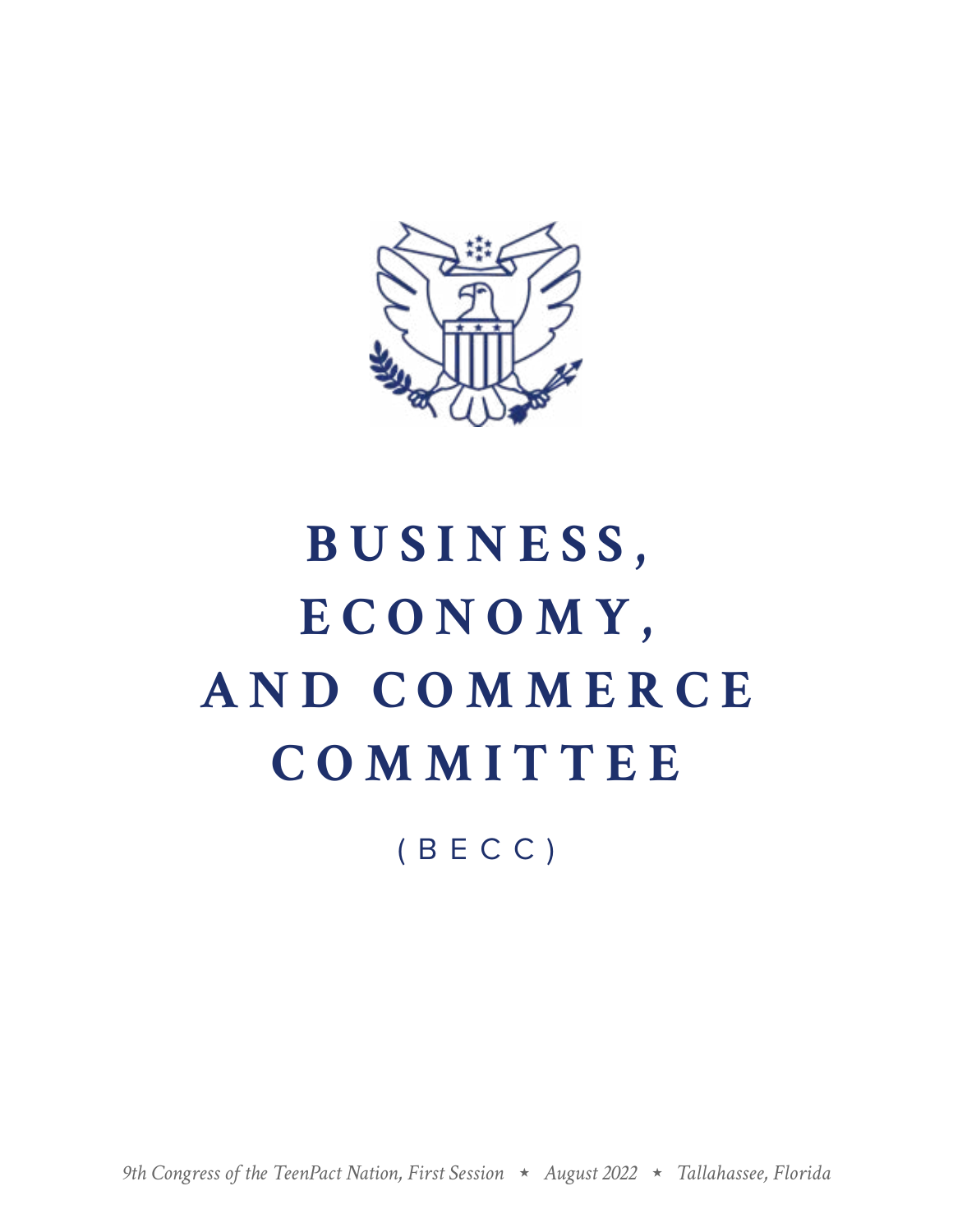# BUSINESS, ECONOMY, AND COMMERCE COMMITTEE

(BECC)

*9th Congress of the TeenPact Nation, First Session ⋆ August 2022 ⋆ Tallahassee, Florida*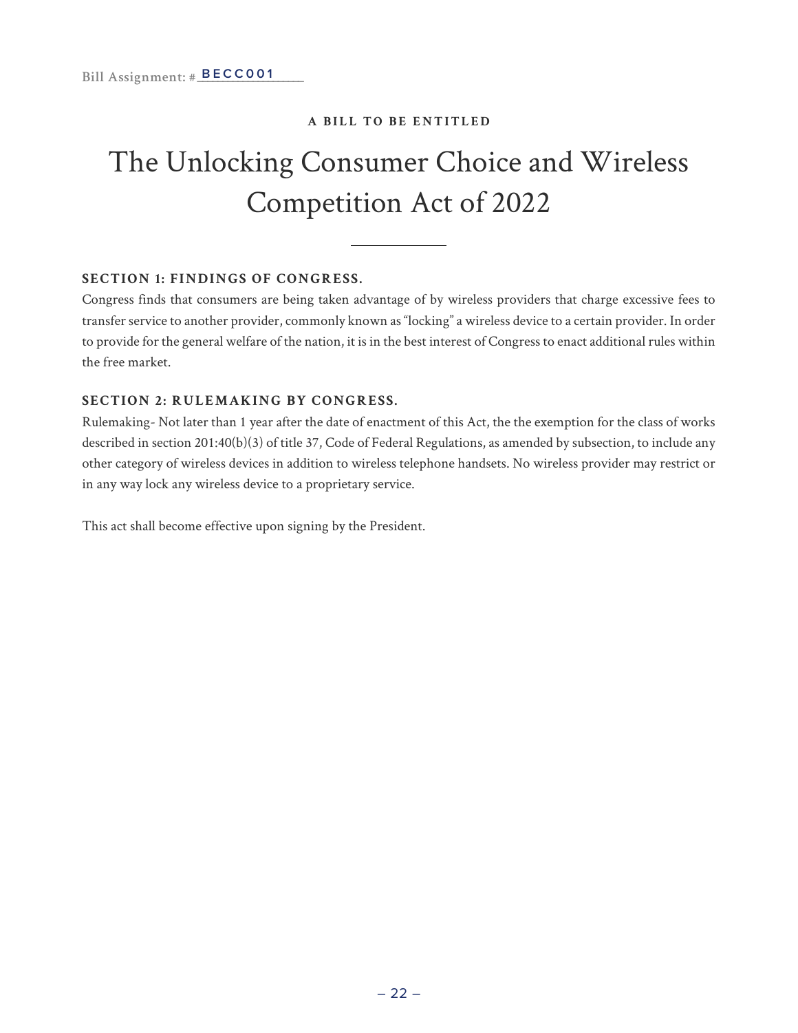Bill Assignment: #BECC001

**A BILL TO BE ENTITLED**

# The Unlocking Consumer Choice and Wireless Competition Act of 2022

**SECTION 1: FINDINGS OF CONGRESS.**

Congress finds that consumers are being taken advantage of by wireless providers that charge excessive fees to transfer service to another provider, commonly known as "locking" a wireless device to a certain provider. In order to provide for the general welfare of the nation, it is in the best interest of Congress to enact additional rules within the free market.

**SECTION 2: RULEMAKING BY CONGRESS.**

Rulemaking- Not later than 1 year after the date of enactment of this Act, the the exemption for the class of works described in section 201:40(b)(3) of title 37, Code of Federal Regulations, as amended by subsection, to include any other category of wireless devices in addition to wireless telephone handsets. No wireless provider may restrict or in any way lock any wireless device to a proprietary service.

This act shall become effective upon signing by the President.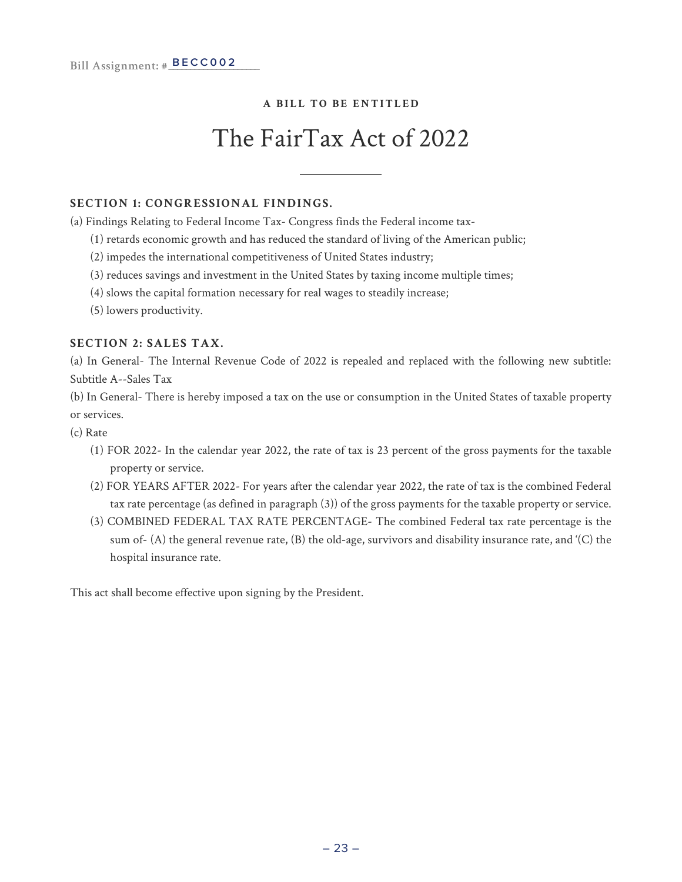Bill Assignment: #BECC002

**A BILL TO BE ENTITLED**

# The FairTax Act of 2022

---

**SECTION 1: CONGRESSIONAL FINDINGS.**

(a) Findings Relating to Federal Income Tax- Congress finds the Federal income tax-

(1) retards economic growth and has reduced the standard of living of the American public;

(2) impedes the international competitiveness of United States industry;

(3) reduces savings and investment in the United States by taxing income multiple times;

(4) slows the capital formation necessary for real wages to steadily increase;

(5) lowers productivity.

**SECTION 2: SALES TAX.**

(a) In General- The Internal Revenue Code of 2022 is repealed and replaced with the following new subtitle: Subtitle A--Sales Tax

(b) In General- There is hereby imposed a tax on the use or consumption in the United States of taxable property or services.

(c) Rate

(1) FOR 2022- In the calendar year 2022, the rate of tax is 23 percent of the gross payments for the taxable property or service.

(2) FOR YEARS AFTER 2022- For years after the calendar year 2022, the rate of tax is the combined Federal tax rate percentage (as defined in paragraph (3)) of the gross payments for the taxable property or service.

(3) COMBINED FEDERAL TAX RATE PERCENTAGE- The combined Federal tax rate percentage is the sum of- (A) the general revenue rate, (B) the old-age, survivors and disability insurance rate, and '(C) the hospital insurance rate.

This act shall become effective upon signing by the President.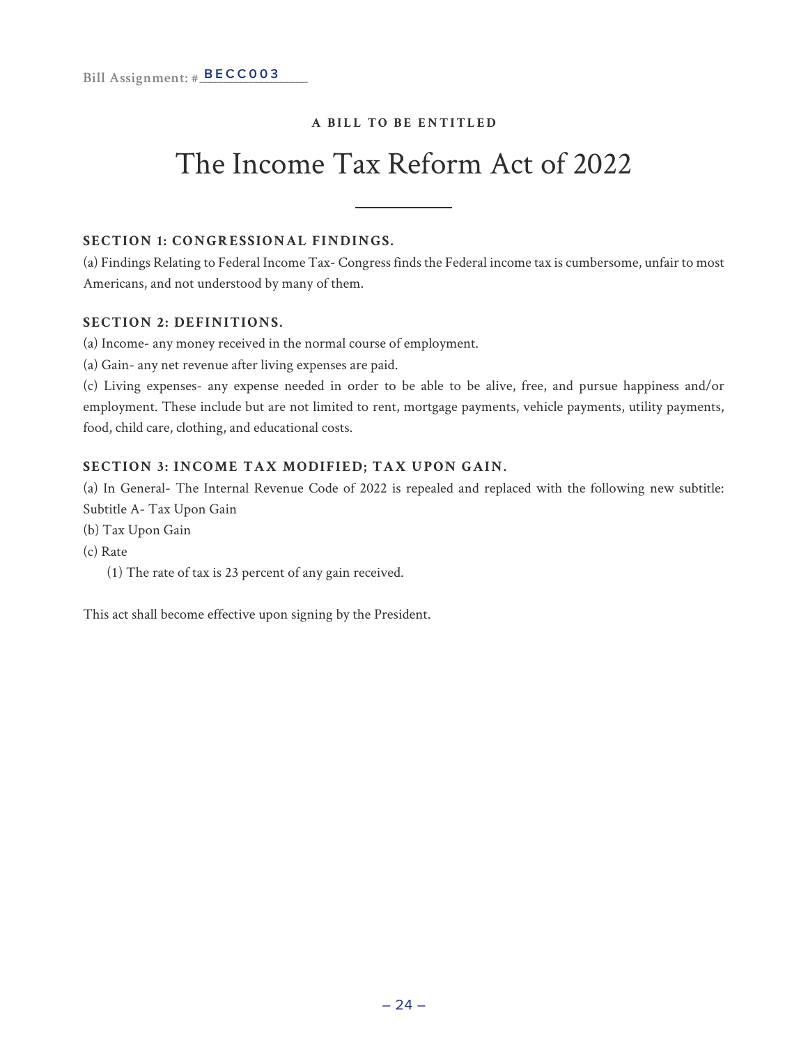Bill Assignment: #BECC003

**A BILL TO BE ENTITLED**

# The Income Tax Reform Act of 2022

**SECTION 1: CONGRESSIONAL FINDINGS.**

(a) Findings Relating to Federal Income Tax- Congress finds the Federal income tax is cumbersome, unfair to most Americans, and not understood by many of them.

**SECTION 2: DEFINITIONS.**

(a) Income- any money received in the normal course of employment.

(a) Gain- any net revenue after living expenses are paid.

(c) Living expenses- any expense needed in order to be able to be alive, free, and pursue happiness and/or employment. These include but are not limited to rent, mortgage payments, vehicle payments, utility payments, food, child care, clothing, and educational costs.

**SECTION 3: INCOME TAX MODIFIED; TAX UPON GAIN.**

(a) In General- The Internal Revenue Code of 2022 is repealed and replaced with the following new subtitle: Subtitle A- Tax Upon Gain

(b) Tax Upon Gain

(c) Rate

(1) The rate of tax is 23 percent of any gain received.

This act shall become effective upon signing by the President.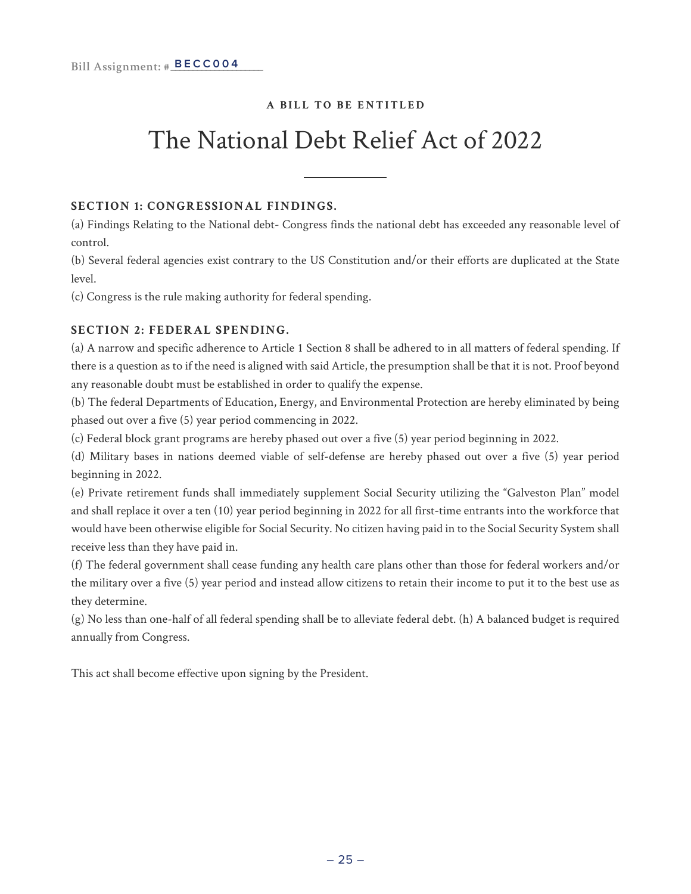Bill Assignment: #BECC004

**A BILL TO BE ENTITLED**

# The National Debt Relief Act of 2022

**SECTION 1: CONGRESSIONAL FINDINGS.**

(a) Findings Relating to the National debt- Congress finds the national debt has exceeded any reasonable level of control.

(b) Several federal agencies exist contrary to the US Constitution and/or their efforts are duplicated at the State level.

(c) Congress is the rule making authority for federal spending.

**SECTION 2: FEDERAL SPENDING.**

(a) A narrow and specific adherence to Article 1 Section 8 shall be adhered to in all matters of federal spending. If there is a question as to if the need is aligned with said Article, the presumption shall be that it is not. Proof beyond any reasonable doubt must be established in order to qualify the expense.

(b) The federal Departments of Education, Energy, and Environmental Protection are hereby eliminated by being phased out over a five (5) year period commencing in 2022.

(c) Federal block grant programs are hereby phased out over a five (5) year period beginning in 2022.

(d) Military bases in nations deemed viable of self-defense are hereby phased out over a five (5) year period beginning in 2022.

(e) Private retirement funds shall immediately supplement Social Security utilizing the "Galveston Plan" model and shall replace it over a ten (10) year period beginning in 2022 for all first-time entrants into the workforce that would have been otherwise eligible for Social Security. No citizen having paid in to the Social Security System shall receive less than they have paid in.

(f) The federal government shall cease funding any health care plans other than those for federal workers and/or the military over a five (5) year period and instead allow citizens to retain their income to put it to the best use as they determine.

(g) No less than one-half of all federal spending shall be to alleviate federal debt. (h) A balanced budget is required annually from Congress.

This act shall become effective upon signing by the President.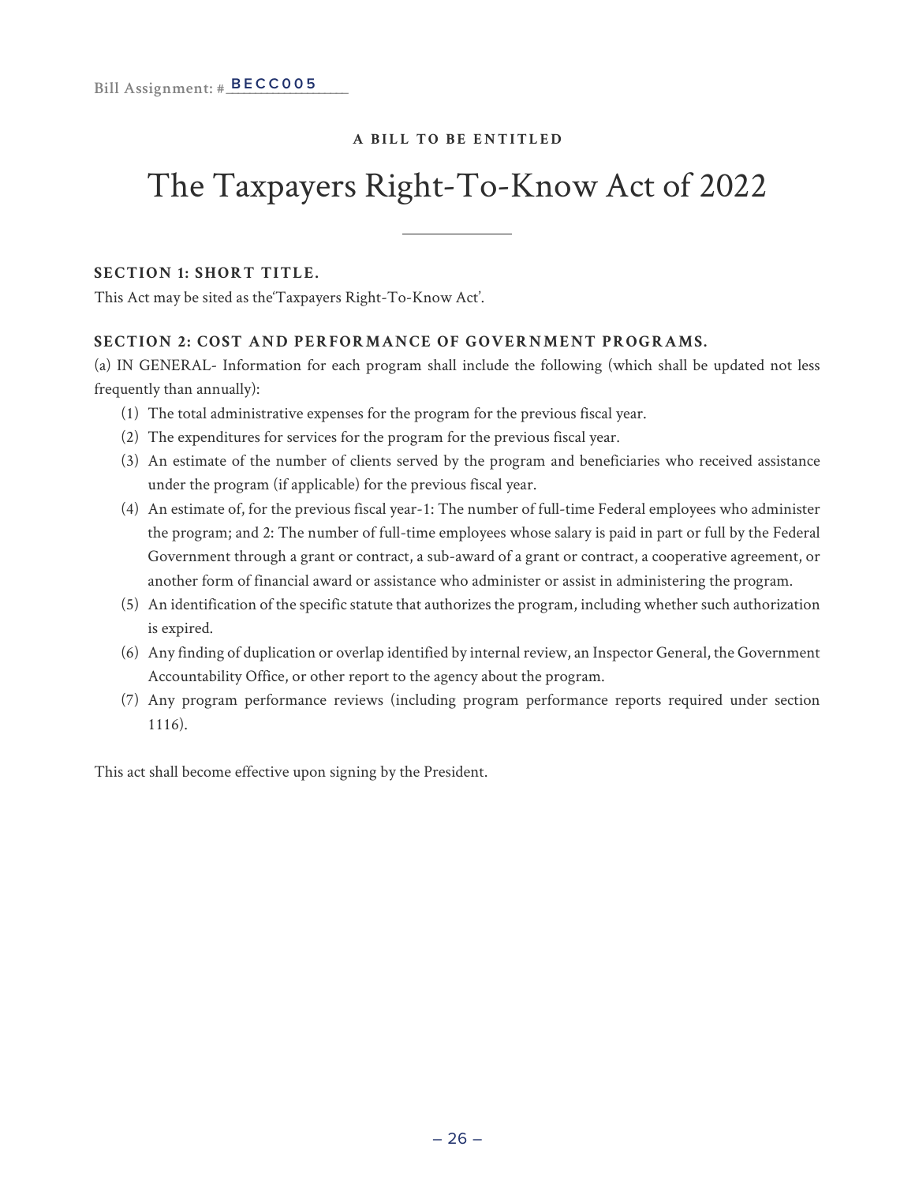Bill Assignment: #BECC005

**A BILL TO BE ENTITLED**

# The Taxpayers Right-To-Know Act of 2022

**SECTION 1: SHORT TITLE.**

This Act may be sited as the'Taxpayers Right-To-Know Act'.

**SECTION 2: COST AND PERFORMANCE OF GOVERNMENT PROGRAMS.**

(a) IN GENERAL- Information for each program shall include the following (which shall be updated not less frequently than annually):

1. The total administrative expenses for the program for the previous fiscal year.
2. The expenditures for services for the program for the previous fiscal year.
3. An estimate of the number of clients served by the program and beneficiaries who received assistance under the program (if applicable) for the previous fiscal year.
4. An estimate of, for the previous fiscal year-1: The number of full-time Federal employees who administer the program; and 2: The number of full-time employees whose salary is paid in part or full by the Federal Government through a grant or contract, a sub-award of a grant or contract, a cooperative agreement, or another form of financial award or assistance who administer or assist in administering the program.
5. An identification of the specific statute that authorizes the program, including whether such authorization is expired.
6. Any finding of duplication or overlap identified by internal review, an Inspector General, the Government Accountability Office, or other report to the agency about the program.
7. Any program performance reviews (including program performance reports required under section 1116).

This act shall become effective upon signing by the President.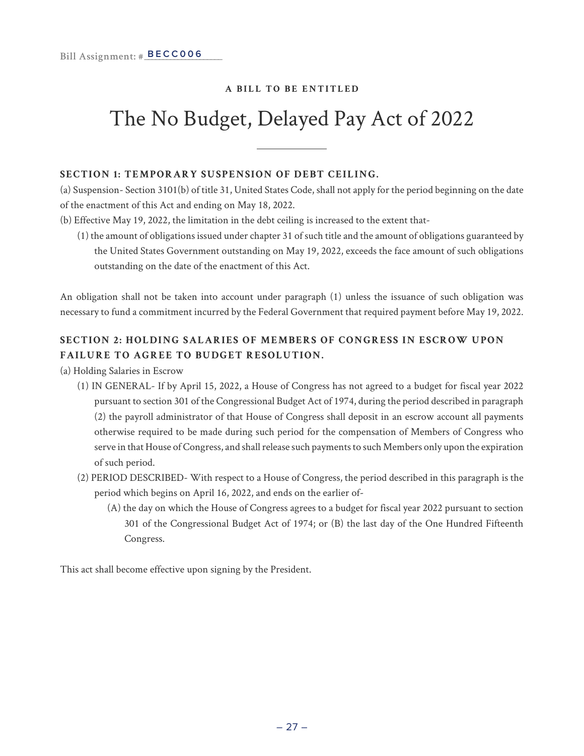Bill Assignment: #BECC006

**A BILL TO BE ENTITLED**

# The No Budget, Delayed Pay Act of 2022

**SECTION 1: TEMPORARY SUSPENSION OF DEBT CEILING.**

(a) Suspension- Section 3101(b) of title 31, United States Code, shall not apply for the period beginning on the date of the enactment of this Act and ending on May 18, 2022.

(b) Effective May 19, 2022, the limitation in the debt ceiling is increased to the extent that-

(1) the amount of obligations issued under chapter 31 of such title and the amount of obligations guaranteed by the United States Government outstanding on May 19, 2022, exceeds the face amount of such obligations outstanding on the date of the enactment of this Act.

An obligation shall not be taken into account under paragraph (1) unless the issuance of such obligation was necessary to fund a commitment incurred by the Federal Government that required payment before May 19, 2022.

**SECTION 2: HOLDING SALARIES OF MEMBERS OF CONGRESS IN ESCROW UPON FAILURE TO AGREE TO BUDGET RESOLUTION.**

(a) Holding Salaries in Escrow

(1) IN GENERAL- If by April 15, 2022, a House of Congress has not agreed to a budget for fiscal year 2022 pursuant to section 301 of the Congressional Budget Act of 1974, during the period described in paragraph (2) the payroll administrator of that House of Congress shall deposit in an escrow account all payments otherwise required to be made during such period for the compensation of Members of Congress who serve in that House of Congress, and shall release such payments to such Members only upon the expiration of such period.

(2) PERIOD DESCRIBED- With respect to a House of Congress, the period described in this paragraph is the period which begins on April 16, 2022, and ends on the earlier of-

(A) the day on which the House of Congress agrees to a budget for fiscal year 2022 pursuant to section 301 of the Congressional Budget Act of 1974; or (B) the last day of the One Hundred Fifteenth Congress.

This act shall become effective upon signing by the President.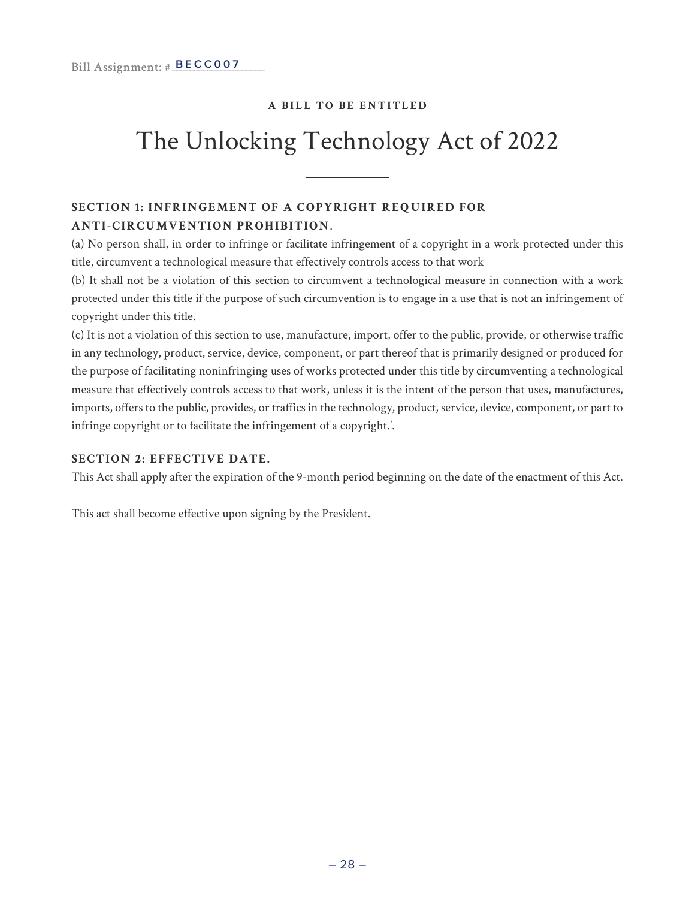Bill Assignment: #BECC007

**A BILL TO BE ENTITLED**

# The Unlocking Technology Act of 2022

**SECTION 1: INFRINGEMENT OF A COPYRIGHT REQUIRED FOR ANTI-CIRCUMVENTION PROHIBITION**.

(a) No person shall, in order to infringe or facilitate infringement of a copyright in a work protected under this title, circumvent a technological measure that effectively controls access to that work

(b) It shall not be a violation of this section to circumvent a technological measure in connection with a work protected under this title if the purpose of such circumvention is to engage in a use that is not an infringement of copyright under this title.

(c) It is not a violation of this section to use, manufacture, import, offer to the public, provide, or otherwise traffic in any technology, product, service, device, component, or part thereof that is primarily designed or produced for the purpose of facilitating noninfringing uses of works protected under this title by circumventing a technological measure that effectively controls access to that work, unless it is the intent of the person that uses, manufactures, imports, offers to the public, provides, or traffics in the technology, product, service, device, component, or part to infringe copyright or to facilitate the infringement of a copyright.'.

**SECTION 2: EFFECTIVE DATE.**

This Act shall apply after the expiration of the 9-month period beginning on the date of the enactment of this Act.

This act shall become effective upon signing by the President.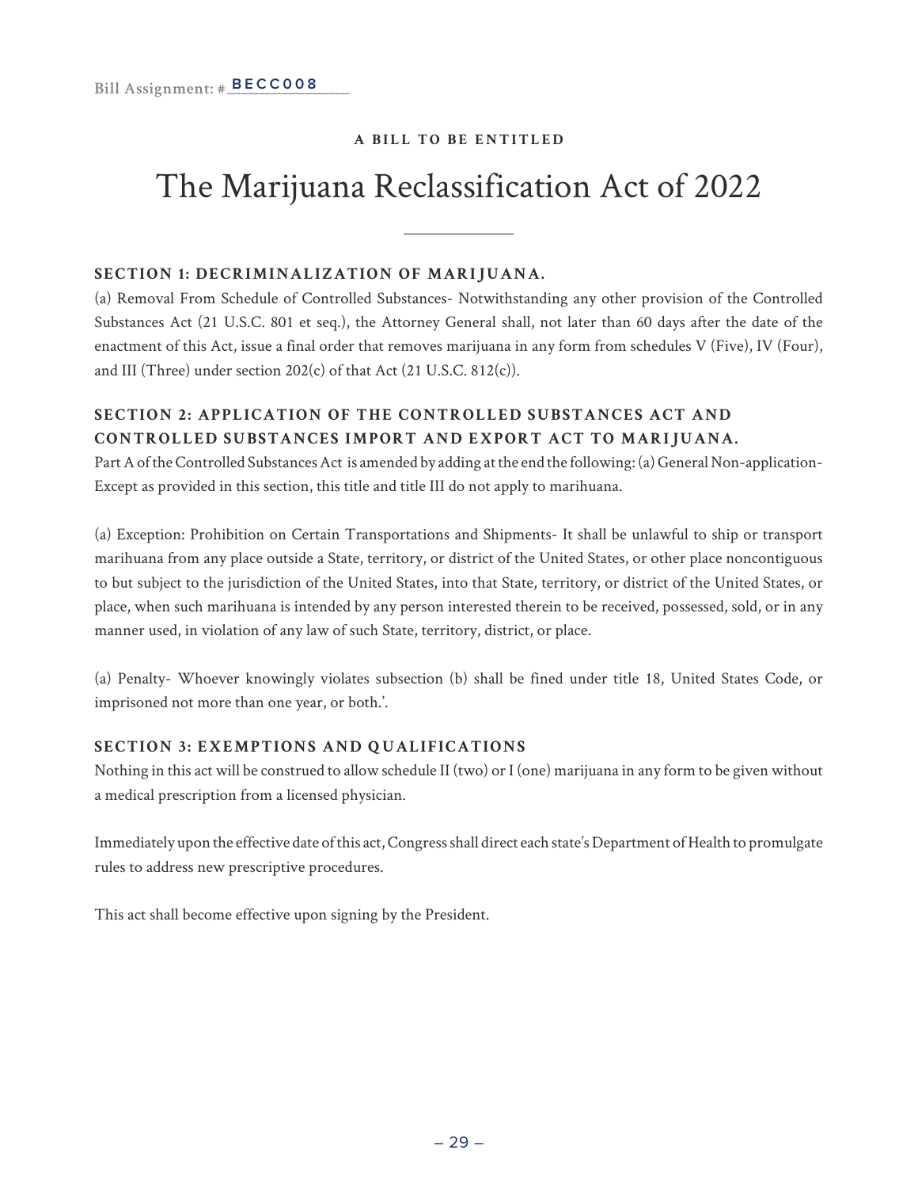Bill Assignment: # BECC008

**A BILL TO BE ENTITLED**

# The Marijuana Reclassification Act of 2022

---

**SECTION 1: DECRIMINALIZATION OF MARIJUANA.**

(a) Removal From Schedule of Controlled Substances- Notwithstanding any other provision of the Controlled Substances Act (21 U.S.C. 801 et seq.), the Attorney General shall, not later than 60 days after the date of the enactment of this Act, issue a final order that removes marijuana in any form from schedules V (Five), IV (Four), and III (Three) under section 202(c) of that Act (21 U.S.C. 812(c)).

**SECTION 2: APPLICATION OF THE CONTROLLED SUBSTANCES ACT AND CONTROLLED SUBSTANCES IMPORT AND EXPORT ACT TO MARIJUANA.**

Part A of the Controlled Substances Act is amended by adding at the end the following: (a) General Non-application- Except as provided in this section, this title and title III do not apply to marihuana.

(a) Exception: Prohibition on Certain Transportations and Shipments- It shall be unlawful to ship or transport marihuana from any place outside a State, territory, or district of the United States, or other place noncontiguous to but subject to the jurisdiction of the United States, into that State, territory, or district of the United States, or place, when such marihuana is intended by any person interested therein to be received, possessed, sold, or in any manner used, in violation of any law of such State, territory, district, or place.

(a) Penalty- Whoever knowingly violates subsection (b) shall be fined under title 18, United States Code, or imprisoned not more than one year, or both.'.

**SECTION 3: EXEMPTIONS AND QUALIFICATIONS**

Nothing in this act will be construed to allow schedule II (two) or I (one) marijuana in any form to be given without a medical prescription from a licensed physician.

Immediately upon the effective date of this act, Congress shall direct each state's Department of Health to promulgate rules to address new prescriptive procedures.

This act shall become effective upon signing by the President.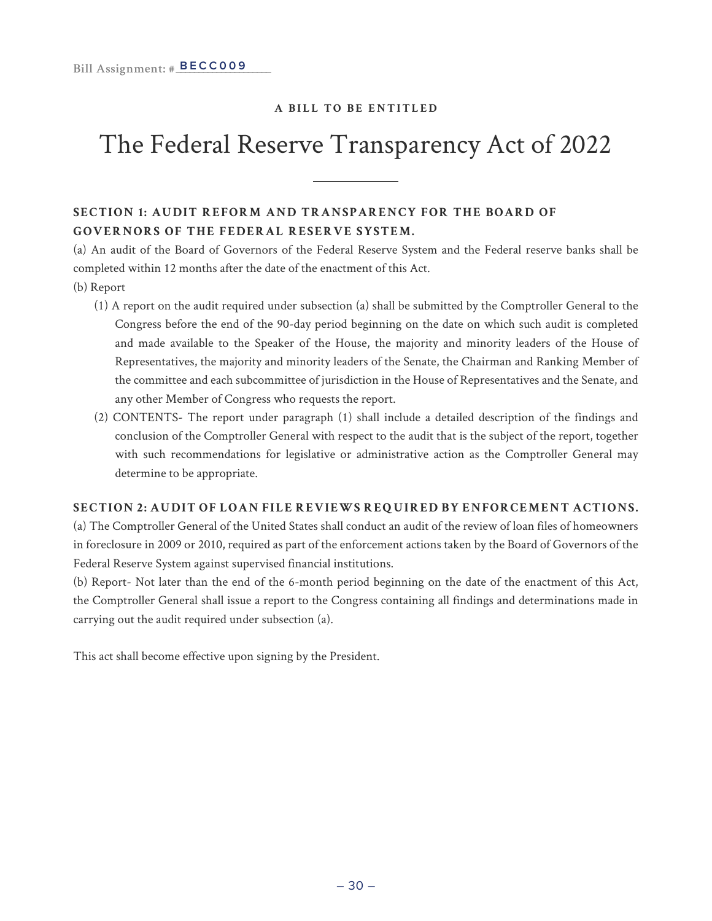Bill Assignment: #BECC009

**A BILL TO BE ENTITLED**

# The Federal Reserve Transparency Act of 2022

## SECTION 1: AUDIT REFORM AND TRANSPARENCY FOR THE BOARD OF GOVERNORS OF THE FEDERAL RESERVE SYSTEM.

(a) An audit of the Board of Governors of the Federal Reserve System and the Federal reserve banks shall be completed within 12 months after the date of the enactment of this Act.

(b) Report

(1) A report on the audit required under subsection (a) shall be submitted by the Comptroller General to the Congress before the end of the 90-day period beginning on the date on which such audit is completed and made available to the Speaker of the House, the majority and minority leaders of the House of Representatives, the majority and minority leaders of the Senate, the Chairman and Ranking Member of the committee and each subcommittee of jurisdiction in the House of Representatives and the Senate, and any other Member of Congress who requests the report.

(2) CONTENTS- The report under paragraph (1) shall include a detailed description of the findings and conclusion of the Comptroller General with respect to the audit that is the subject of the report, together with such recommendations for legislative or administrative action as the Comptroller General may determine to be appropriate.

## SECTION 2: AUDIT OF LOAN FILE REVIEWS REQUIRED BY ENFORCEMENT ACTIONS.

(a) The Comptroller General of the United States shall conduct an audit of the review of loan files of homeowners in foreclosure in 2009 or 2010, required as part of the enforcement actions taken by the Board of Governors of the Federal Reserve System against supervised financial institutions.

(b) Report- Not later than the end of the 6-month period beginning on the date of the enactment of this Act, the Comptroller General shall issue a report to the Congress containing all findings and determinations made in carrying out the audit required under subsection (a).

This act shall become effective upon signing by the President.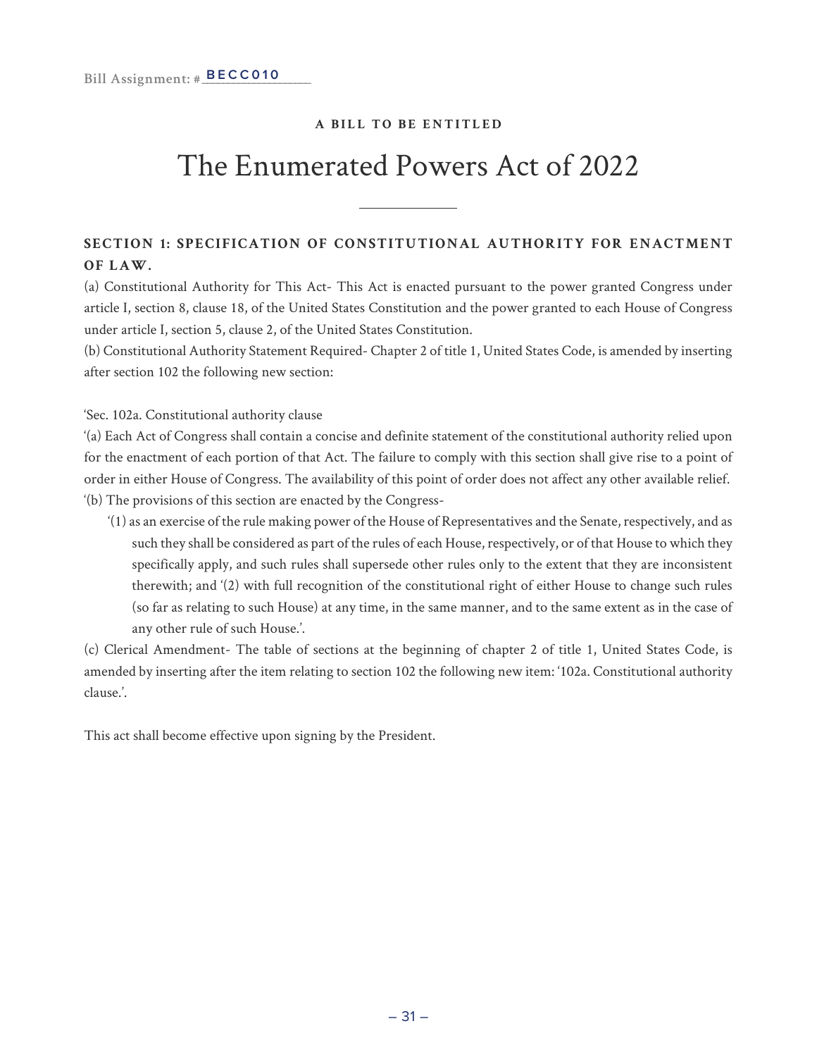Bill Assignment: #BECC010

**A BILL TO BE ENTITLED**

# The Enumerated Powers Act of 2022

---

**SECTION 1: SPECIFICATION OF CONSTITUTIONAL AUTHORITY FOR ENACTMENT OF LAW.**

(a) Constitutional Authority for This Act- This Act is enacted pursuant to the power granted Congress under article I, section 8, clause 18, of the United States Constitution and the power granted to each House of Congress under article I, section 5, clause 2, of the United States Constitution.

(b) Constitutional Authority Statement Required- Chapter 2 of title 1, United States Code, is amended by inserting after section 102 the following new section:

'Sec. 102a. Constitutional authority clause

'(a) Each Act of Congress shall contain a concise and definite statement of the constitutional authority relied upon for the enactment of each portion of that Act. The failure to comply with this section shall give rise to a point of order in either House of Congress. The availability of this point of order does not affect any other available relief.

'(b) The provisions of this section are enacted by the Congress-

'(1) as an exercise of the rule making power of the House of Representatives and the Senate, respectively, and as such they shall be considered as part of the rules of each House, respectively, or of that House to which they specifically apply, and such rules shall supersede other rules only to the extent that they are inconsistent therewith; and '(2) with full recognition of the constitutional right of either House to change such rules (so far as relating to such House) at any time, in the same manner, and to the same extent as in the case of any other rule of such House.'.

(c) Clerical Amendment- The table of sections at the beginning of chapter 2 of title 1, United States Code, is amended by inserting after the item relating to section 102 the following new item: '102a. Constitutional authority clause.'.

This act shall become effective upon signing by the President.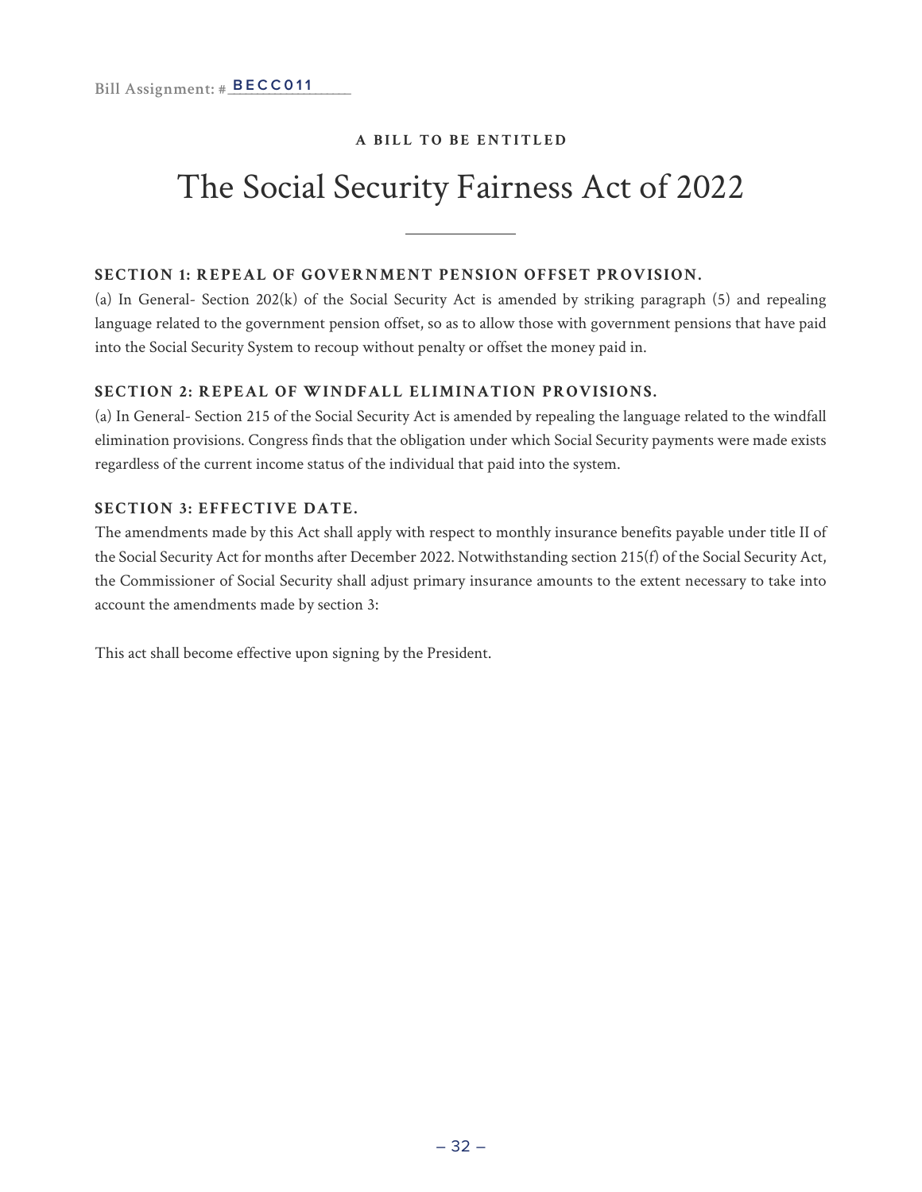Bill Assignment: # BECC011

**A BILL TO BE ENTITLED**

# The Social Security Fairness Act of 2022

---

### SECTION 1: REPEAL OF GOVERNMENT PENSION OFFSET PROVISION.

(a) In General- Section 202(k) of the Social Security Act is amended by striking paragraph (5) and repealing language related to the government pension offset, so as to allow those with government pensions that have paid into the Social Security System to recoup without penalty or offset the money paid in.

### SECTION 2: REPEAL OF WINDFALL ELIMINATION PROVISIONS.

(a) In General- Section 215 of the Social Security Act is amended by repealing the language related to the windfall elimination provisions. Congress finds that the obligation under which Social Security payments were made exists regardless of the current income status of the individual that paid into the system.

### SECTION 3: EFFECTIVE DATE.

The amendments made by this Act shall apply with respect to monthly insurance benefits payable under title II of the Social Security Act for months after December 2022. Notwithstanding section 215(f) of the Social Security Act, the Commissioner of Social Security shall adjust primary insurance amounts to the extent necessary to take into account the amendments made by section 3:

This act shall become effective upon signing by the President.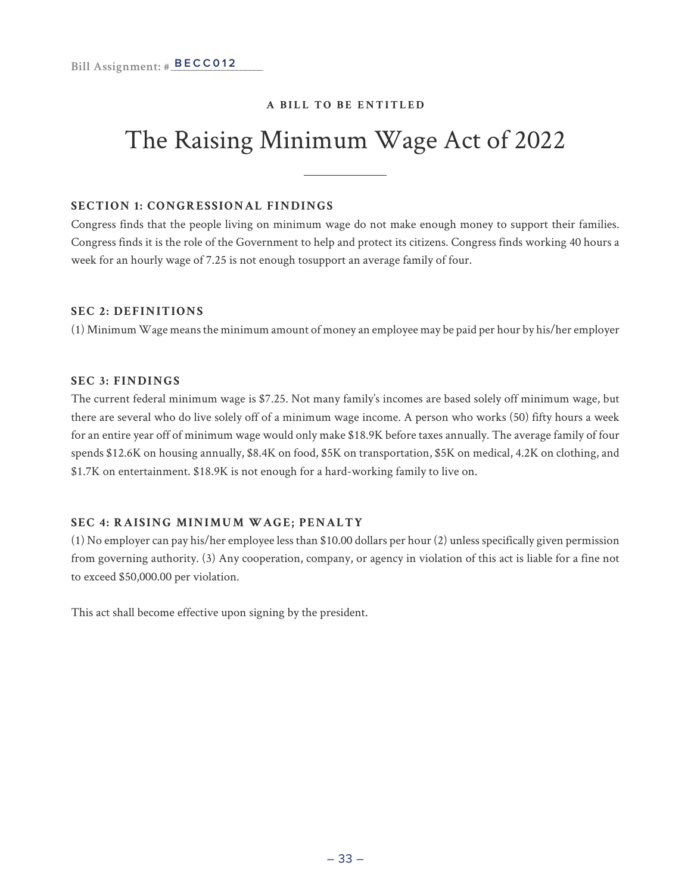Bill Assignment: #BECC012

**A BILL TO BE ENTITLED**

# The Raising Minimum Wage Act of 2022

### SECTION 1: CONGRESSIONAL FINDINGS

Congress finds that the people living on minimum wage do not make enough money to support their families. Congress finds it is the role of the Government to help and protect its citizens. Congress finds working 40 hours a week for an hourly wage of 7.25 is not enough tosupport an average family of four.

### SEC 2: DEFINITIONS

(1) Minimum Wage means the minimum amount of money an employee may be paid per hour by his/her employer

### SEC 3: FINDINGS

The current federal minimum wage is $7.25. Not many family's incomes are based solely off minimum wage, but there are several who do live solely off of a minimum wage income. A person who works (50) fifty hours a week for an entire year off of minimum wage would only make $18.9K before taxes annually. The average family of four spends $12.6K on housing annually, $8.4K on food, $5K on transportation, $5K on medical, 4.2K on clothing, and $1.7K on entertainment. $18.9K is not enough for a hard-working family to live on.

### SEC 4: RAISING MINIMUM WAGE; PENALTY

(1) No employer can pay his/her employee less than $10.00 dollars per hour (2) unless specifically given permission from governing authority. (3) Any cooperation, company, or agency in violation of this act is liable for a fine not to exceed $50,000.00 per violation.

This act shall become effective upon signing by the president.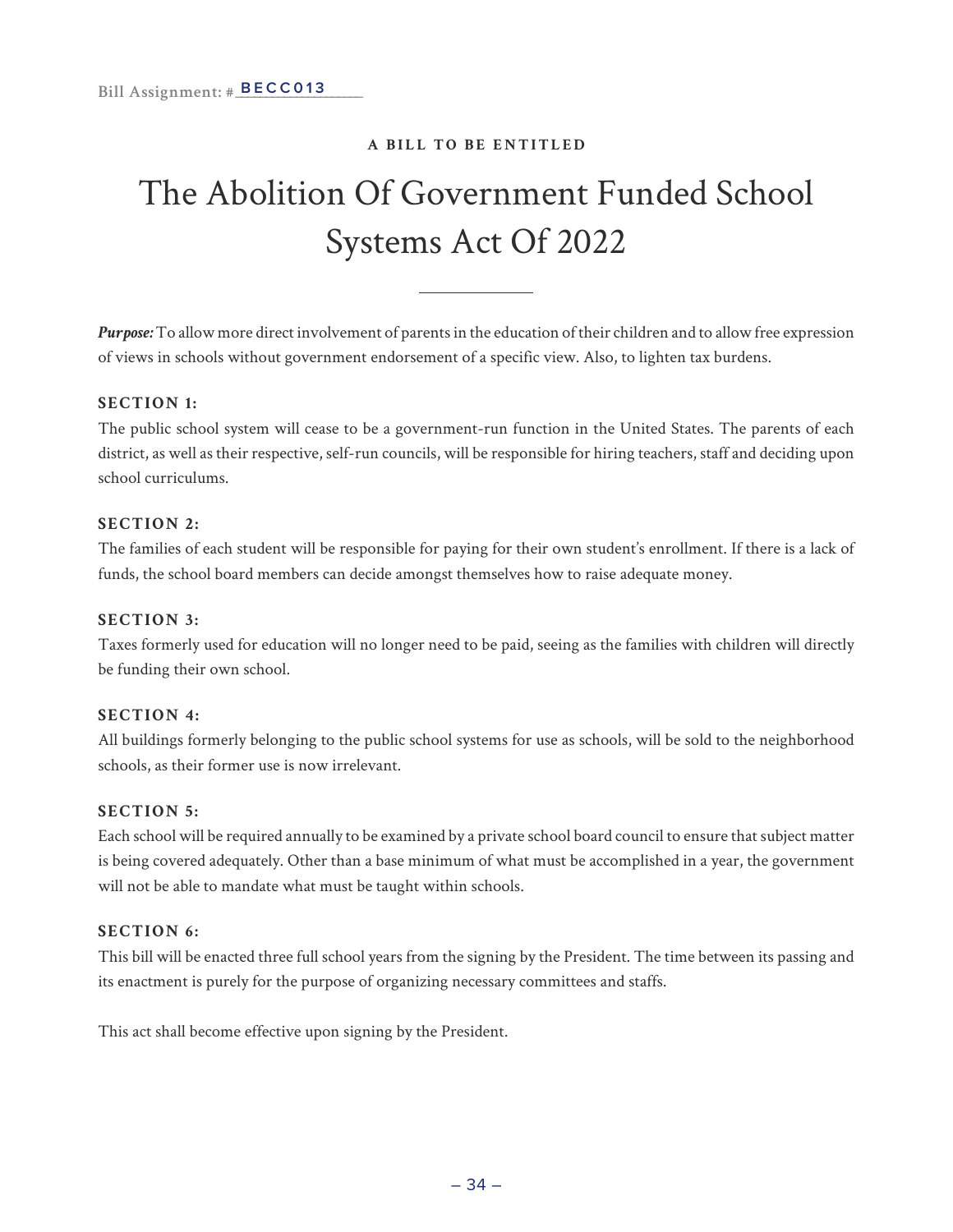Bill Assignment: # BECC013

**A BILL TO BE ENTITLED**

# The Abolition Of Government Funded School Systems Act Of 2022

***Purpose:*** To allow more direct involvement of parents in the education of their children and to allow free expression of views in schools without government endorsement of a specific view. Also, to lighten tax burdens.

**SECTION 1:**

The public school system will cease to be a government-run function in the United States. The parents of each district, as well as their respective, self-run councils, will be responsible for hiring teachers, staff and deciding upon school curriculums.

**SECTION 2:**

The families of each student will be responsible for paying for their own student's enrollment. If there is a lack of funds, the school board members can decide amongst themselves how to raise adequate money.

**SECTION 3:**

Taxes formerly used for education will no longer need to be paid, seeing as the families with children will directly be funding their own school.

**SECTION 4:**

All buildings formerly belonging to the public school systems for use as schools, will be sold to the neighborhood schools, as their former use is now irrelevant.

**SECTION 5:**

Each school will be required annually to be examined by a private school board council to ensure that subject matter is being covered adequately. Other than a base minimum of what must be accomplished in a year, the government will not be able to mandate what must be taught within schools.

**SECTION 6:**

This bill will be enacted three full school years from the signing by the President. The time between its passing and its enactment is purely for the purpose of organizing necessary committees and staffs.

This act shall become effective upon signing by the President.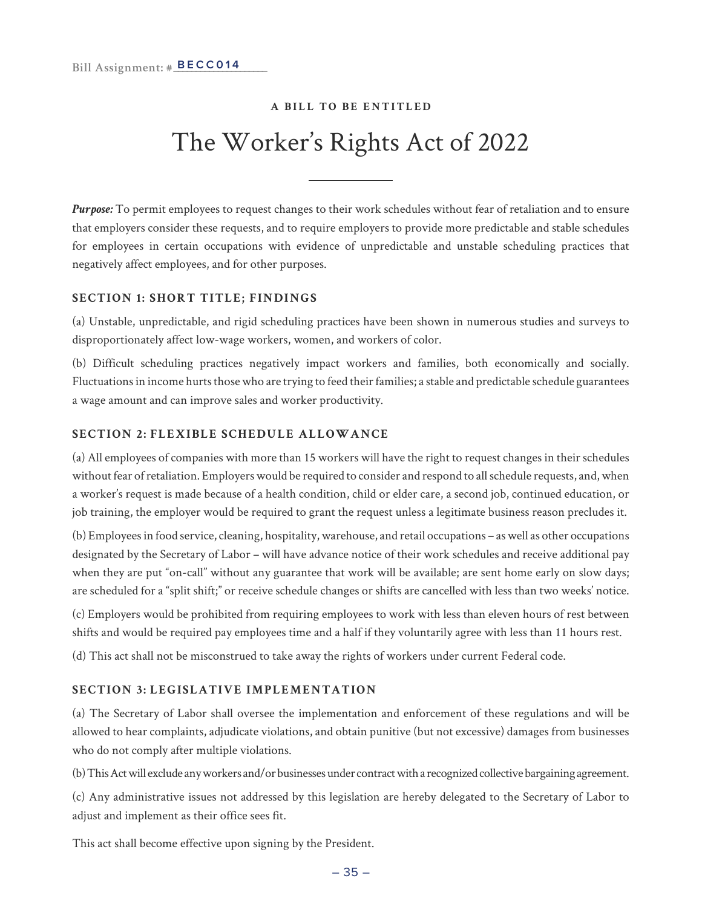Bill Assignment: # BECC014

**A BILL TO BE ENTITLED**

# The Worker's Rights Act of 2022

***Purpose:*** To permit employees to request changes to their work schedules without fear of retaliation and to ensure that employers consider these requests, and to require employers to provide more predictable and stable schedules for employees in certain occupations with evidence of unpredictable and unstable scheduling practices that negatively affect employees, and for other purposes.

### SECTION 1: SHORT TITLE; FINDINGS

(a) Unstable, unpredictable, and rigid scheduling practices have been shown in numerous studies and surveys to disproportionately affect low-wage workers, women, and workers of color.

(b) Difficult scheduling practices negatively impact workers and families, both economically and socially. Fluctuations in income hurts those who are trying to feed their families; a stable and predictable schedule guarantees a wage amount and can improve sales and worker productivity.

### SECTION 2: FLEXIBLE SCHEDULE ALLOWANCE

(a) All employees of companies with more than 15 workers will have the right to request changes in their schedules without fear of retaliation. Employers would be required to consider and respond to all schedule requests, and, when a worker's request is made because of a health condition, child or elder care, a second job, continued education, or job training, the employer would be required to grant the request unless a legitimate business reason precludes it.

(b) Employees in food service, cleaning, hospitality, warehouse, and retail occupations – as well as other occupations designated by the Secretary of Labor – will have advance notice of their work schedules and receive additional pay when they are put "on-call" without any guarantee that work will be available; are sent home early on slow days; are scheduled for a "split shift;" or receive schedule changes or shifts are cancelled with less than two weeks' notice.

(c) Employers would be prohibited from requiring employees to work with less than eleven hours of rest between shifts and would be required pay employees time and a half if they voluntarily agree with less than 11 hours rest.

(d) This act shall not be misconstrued to take away the rights of workers under current Federal code.

### SECTION 3: LEGISLATIVE IMPLEMENTATION

(a) The Secretary of Labor shall oversee the implementation and enforcement of these regulations and will be allowed to hear complaints, adjudicate violations, and obtain punitive (but not excessive) damages from businesses who do not comply after multiple violations.

(b) This Act will exclude any workers and/or businesses under contract with a recognized collective bargaining agreement.

(c) Any administrative issues not addressed by this legislation are hereby delegated to the Secretary of Labor to adjust and implement as their office sees fit.

This act shall become effective upon signing by the President.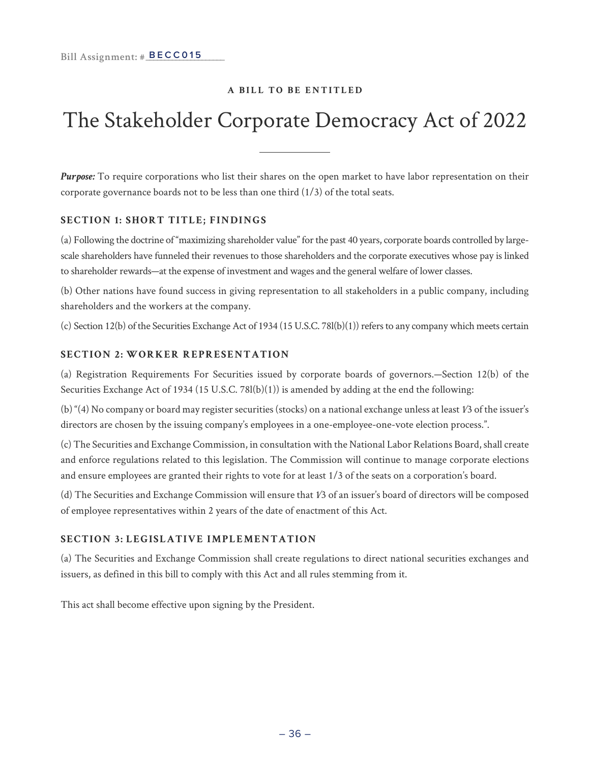Bill Assignment: #BECC015

**A BILL TO BE ENTITLED**

# The Stakeholder Corporate Democracy Act of 2022

***Purpose:*** To require corporations who list their shares on the open market to have labor representation on their corporate governance boards not to be less than one third (1/3) of the total seats.

### SECTION 1: SHORT TITLE; FINDINGS

(a) Following the doctrine of "maximizing shareholder value" for the past 40 years, corporate boards controlled by large-scale shareholders have funneled their revenues to those shareholders and the corporate executives whose pay is linked to shareholder rewards—at the expense of investment and wages and the general welfare of lower classes.

(b) Other nations have found success in giving representation to all stakeholders in a public company, including shareholders and the workers at the company.

(c) Section 12(b) of the Securities Exchange Act of 1934 (15 U.S.C. 78l(b)(1)) refers to any company which meets certain

### SECTION 2: WORKER REPRESENTATION

(a) Registration Requirements For Securities issued by corporate boards of governors.—Section 12(b) of the Securities Exchange Act of 1934 (15 U.S.C. 78l(b)(1)) is amended by adding at the end the following:

(b) "(4) No company or board may register securities (stocks) on a national exchange unless at least 1⁄3 of the issuer's directors are chosen by the issuing company's employees in a one-employee-one-vote election process.".

(c) The Securities and Exchange Commission, in consultation with the National Labor Relations Board, shall create and enforce regulations related to this legislation. The Commission will continue to manage corporate elections and ensure employees are granted their rights to vote for at least 1/3 of the seats on a corporation's board.

(d) The Securities and Exchange Commission will ensure that 1⁄3 of an issuer's board of directors will be composed of employee representatives within 2 years of the date of enactment of this Act.

### SECTION 3: LEGISLATIVE IMPLEMENTATION

(a) The Securities and Exchange Commission shall create regulations to direct national securities exchanges and issuers, as defined in this bill to comply with this Act and all rules stemming from it.

This act shall become effective upon signing by the President.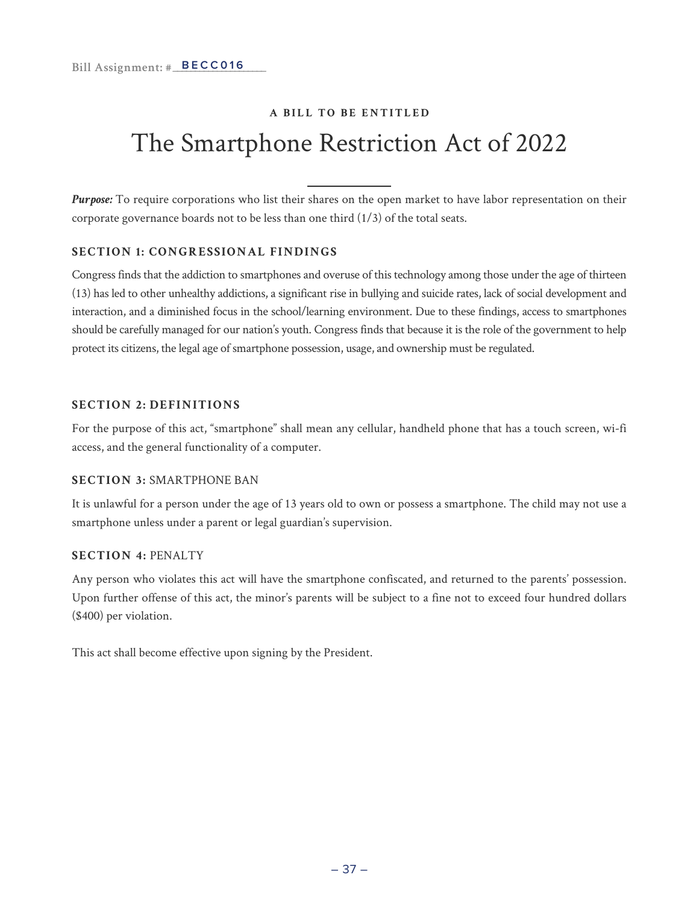Bill Assignment: #BECC016

**A BILL TO BE ENTITLED**

# The Smartphone Restriction Act of 2022

***Purpose:*** To require corporations who list their shares on the open market to have labor representation on their corporate governance boards not to be less than one third (1/3) of the total seats.

### SECTION 1: CONGRESSIONAL FINDINGS

Congress finds that the addiction to smartphones and overuse of this technology among those under the age of thirteen (13) has led to other unhealthy addictions, a significant rise in bullying and suicide rates, lack of social development and interaction, and a diminished focus in the school/learning environment. Due to these findings, access to smartphones should be carefully managed for our nation's youth. Congress finds that because it is the role of the government to help protect its citizens, the legal age of smartphone possession, usage, and ownership must be regulated.

### SECTION 2: DEFINITIONS

For the purpose of this act, "smartphone" shall mean any cellular, handheld phone that has a touch screen, wi-fi access, and the general functionality of a computer.

### SECTION 3: SMARTPHONE BAN

It is unlawful for a person under the age of 13 years old to own or possess a smartphone. The child may not use a smartphone unless under a parent or legal guardian's supervision.

### SECTION 4: PENALTY

Any person who violates this act will have the smartphone confiscated, and returned to the parents' possession. Upon further offense of this act, the minor's parents will be subject to a fine not to exceed four hundred dollars ($400) per violation.

This act shall become effective upon signing by the President.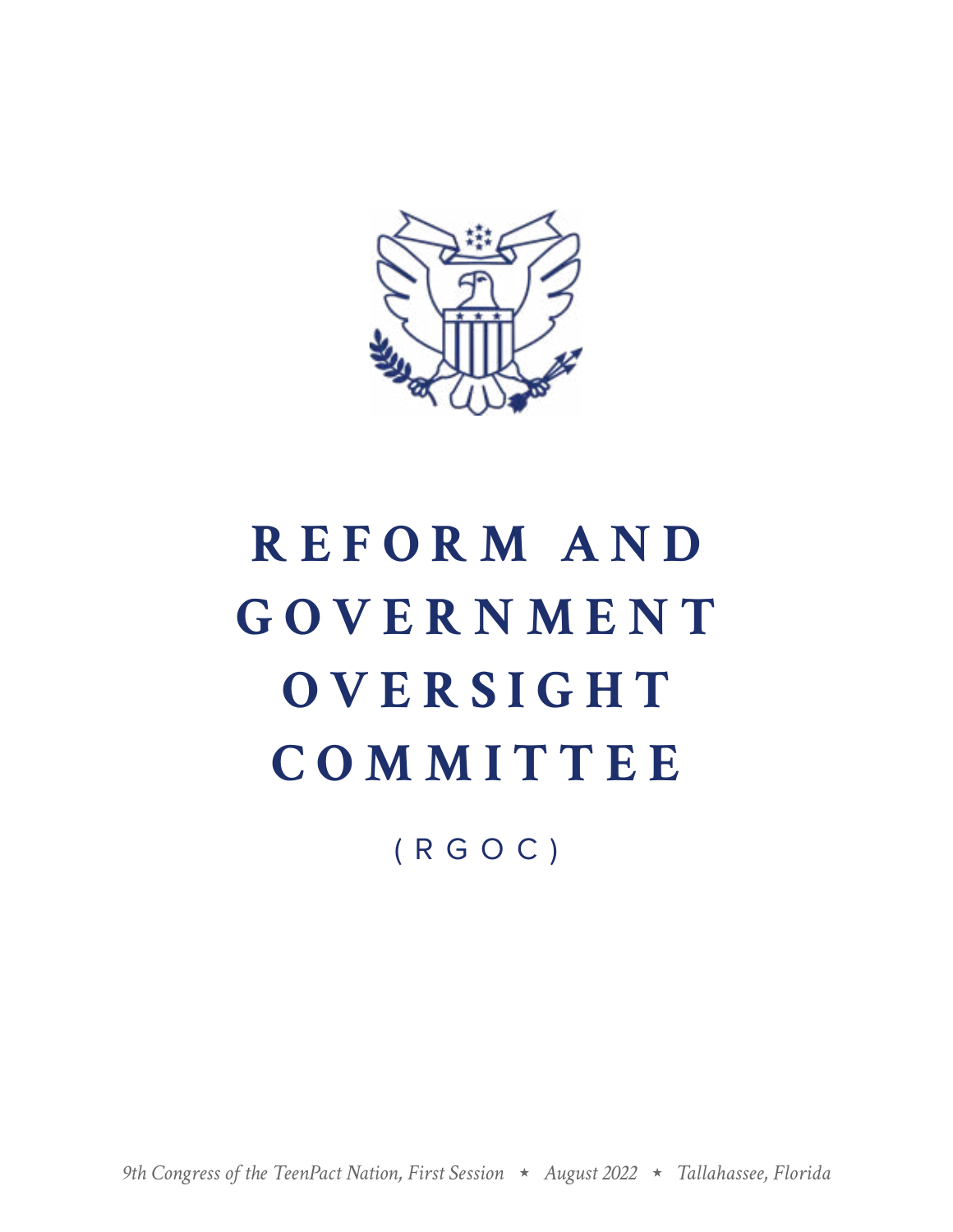# REFORM AND GOVERNMENT OVERSIGHT COMMITTEE

(RGOC)

*9th Congress of the TeenPact Nation, First Session ⋆ August 2022 ⋆ Tallahassee, Florida*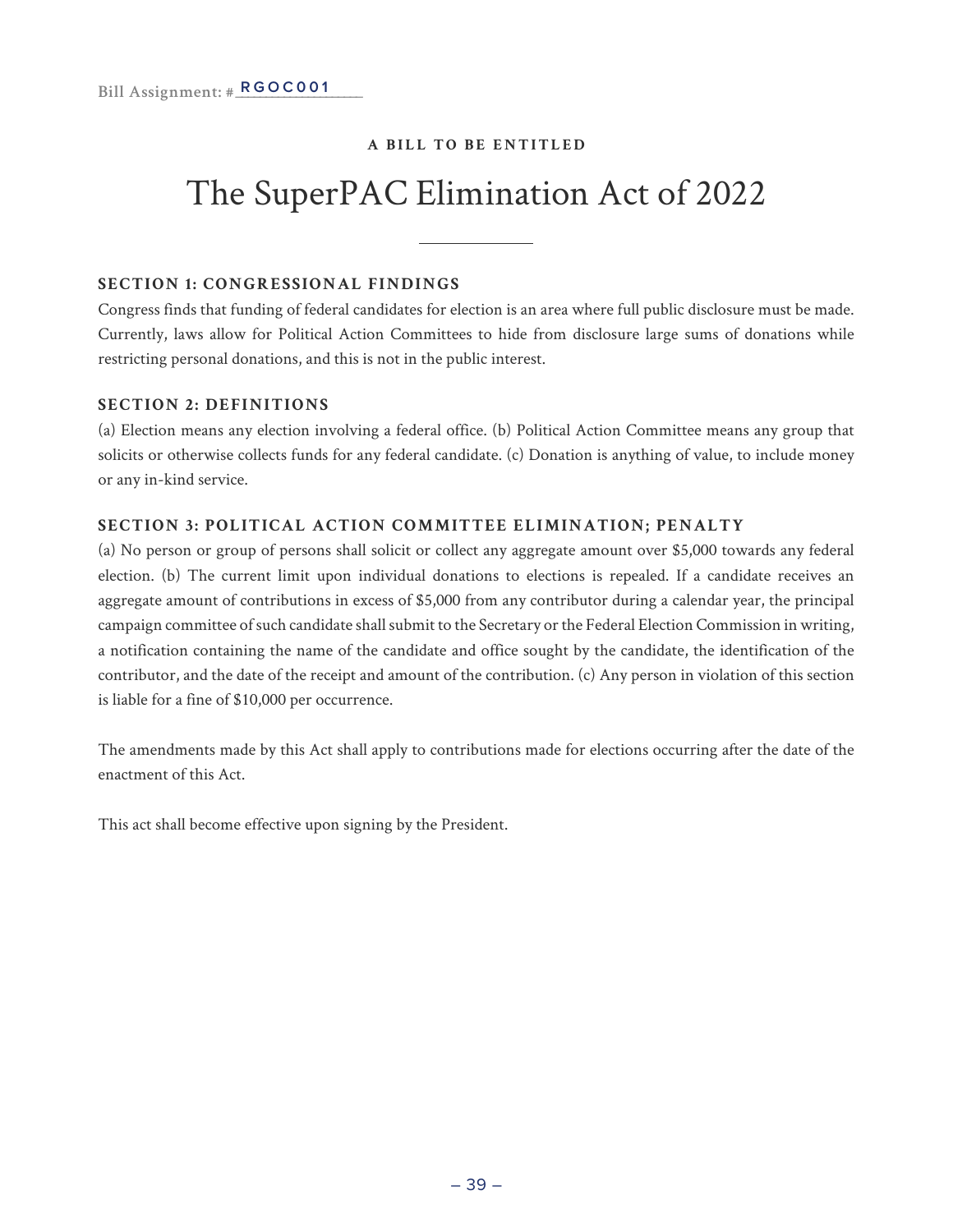Bill Assignment: # RGOC001

**A BILL TO BE ENTITLED**

# The SuperPAC Elimination Act of 2022

### SECTION 1: CONGRESSIONAL FINDINGS

Congress finds that funding of federal candidates for election is an area where full public disclosure must be made. Currently, laws allow for Political Action Committees to hide from disclosure large sums of donations while restricting personal donations, and this is not in the public interest.

### SECTION 2: DEFINITIONS

(a) Election means any election involving a federal office. (b) Political Action Committee means any group that solicits or otherwise collects funds for any federal candidate. (c) Donation is anything of value, to include money or any in-kind service.

### SECTION 3: POLITICAL ACTION COMMITTEE ELIMINATION; PENALTY

(a) No person or group of persons shall solicit or collect any aggregate amount over $5,000 towards any federal election. (b) The current limit upon individual donations to elections is repealed. If a candidate receives an aggregate amount of contributions in excess of $5,000 from any contributor during a calendar year, the principal campaign committee of such candidate shall submit to the Secretary or the Federal Election Commission in writing, a notification containing the name of the candidate and office sought by the candidate, the identification of the contributor, and the date of the receipt and amount of the contribution. (c) Any person in violation of this section is liable for a fine of $10,000 per occurrence.

The amendments made by this Act shall apply to contributions made for elections occurring after the date of the enactment of this Act.

This act shall become effective upon signing by the President.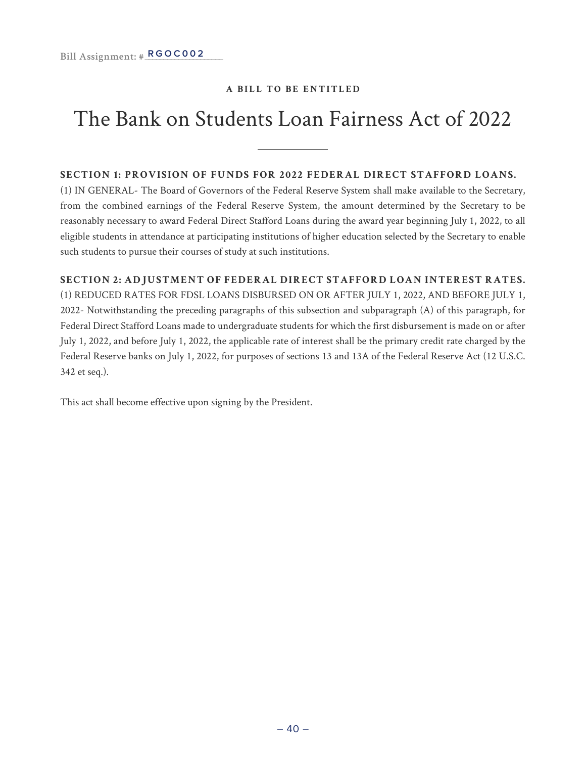Bill Assignment: # RGOC002

**A BILL TO BE ENTITLED**

# The Bank on Students Loan Fairness Act of 2022

**SECTION 1: PROVISION OF FUNDS FOR 2022 FEDERAL DIRECT STAFFORD LOANS.**

(1) IN GENERAL- The Board of Governors of the Federal Reserve System shall make available to the Secretary, from the combined earnings of the Federal Reserve System, the amount determined by the Secretary to be reasonably necessary to award Federal Direct Stafford Loans during the award year beginning July 1, 2022, to all eligible students in attendance at participating institutions of higher education selected by the Secretary to enable such students to pursue their courses of study at such institutions.

**SECTION 2: ADJUSTMENT OF FEDERAL DIRECT STAFFORD LOAN INTEREST RATES.**

(1) REDUCED RATES FOR FDSL LOANS DISBURSED ON OR AFTER JULY 1, 2022, AND BEFORE JULY 1, 2022- Notwithstanding the preceding paragraphs of this subsection and subparagraph (A) of this paragraph, for Federal Direct Stafford Loans made to undergraduate students for which the first disbursement is made on or after July 1, 2022, and before July 1, 2022, the applicable rate of interest shall be the primary credit rate charged by the Federal Reserve banks on July 1, 2022, for purposes of sections 13 and 13A of the Federal Reserve Act (12 U.S.C. 342 et seq.).

This act shall become effective upon signing by the President.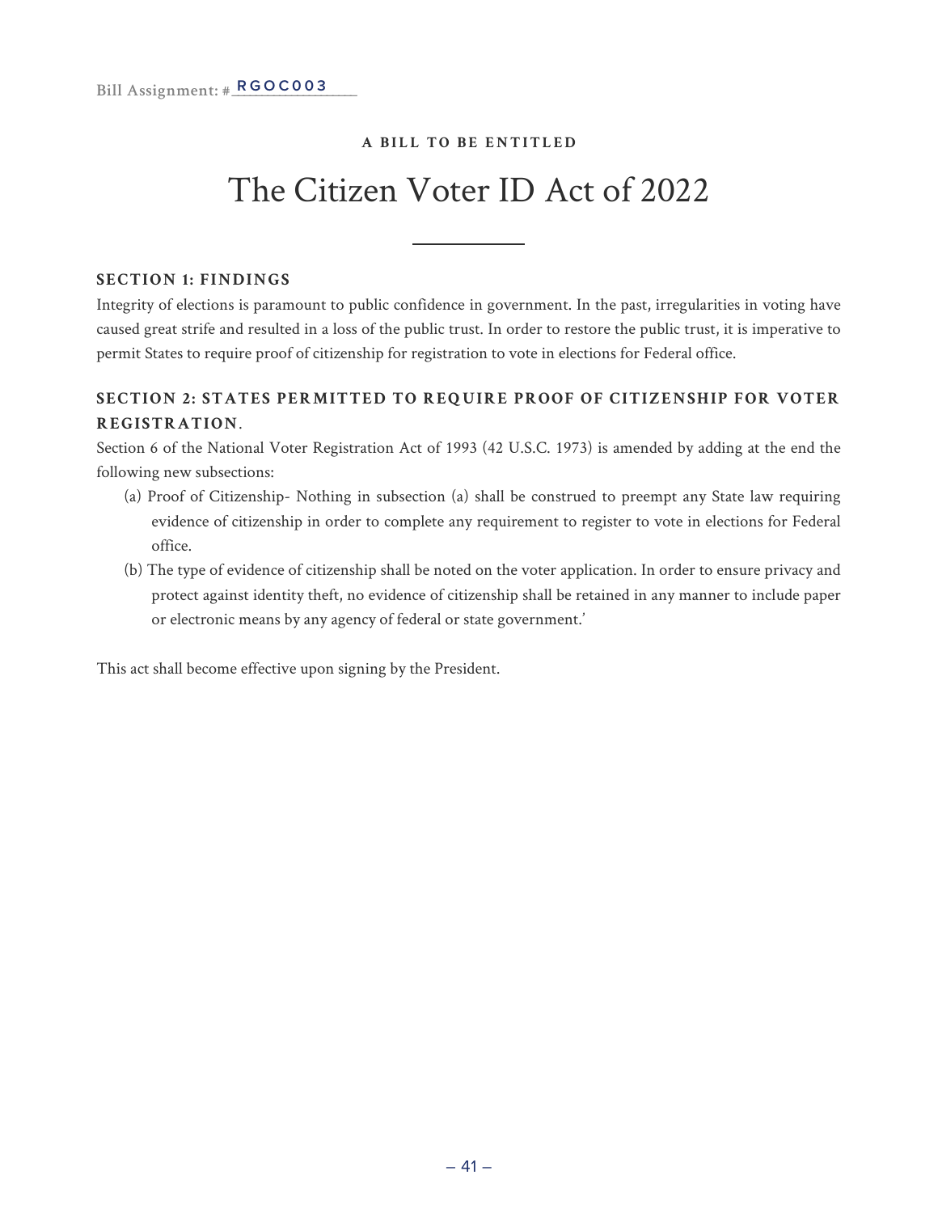Bill Assignment: # RGOC003

**A BILL TO BE ENTITLED**

# The Citizen Voter ID Act of 2022

**SECTION 1: FINDINGS**

Integrity of elections is paramount to public confidence in government. In the past, irregularities in voting have caused great strife and resulted in a loss of the public trust. In order to restore the public trust, it is imperative to permit States to require proof of citizenship for registration to vote in elections for Federal office.

**SECTION 2: STATES PERMITTED TO REQUIRE PROOF OF CITIZENSHIP FOR VOTER REGISTRATION**.

Section 6 of the National Voter Registration Act of 1993 (42 U.S.C. 1973) is amended by adding at the end the following new subsections:

(a) Proof of Citizenship- Nothing in subsection (a) shall be construed to preempt any State law requiring evidence of citizenship in order to complete any requirement to register to vote in elections for Federal office.

(b) The type of evidence of citizenship shall be noted on the voter application. In order to ensure privacy and protect against identity theft, no evidence of citizenship shall be retained in any manner to include paper or electronic means by any agency of federal or state government.'

This act shall become effective upon signing by the President.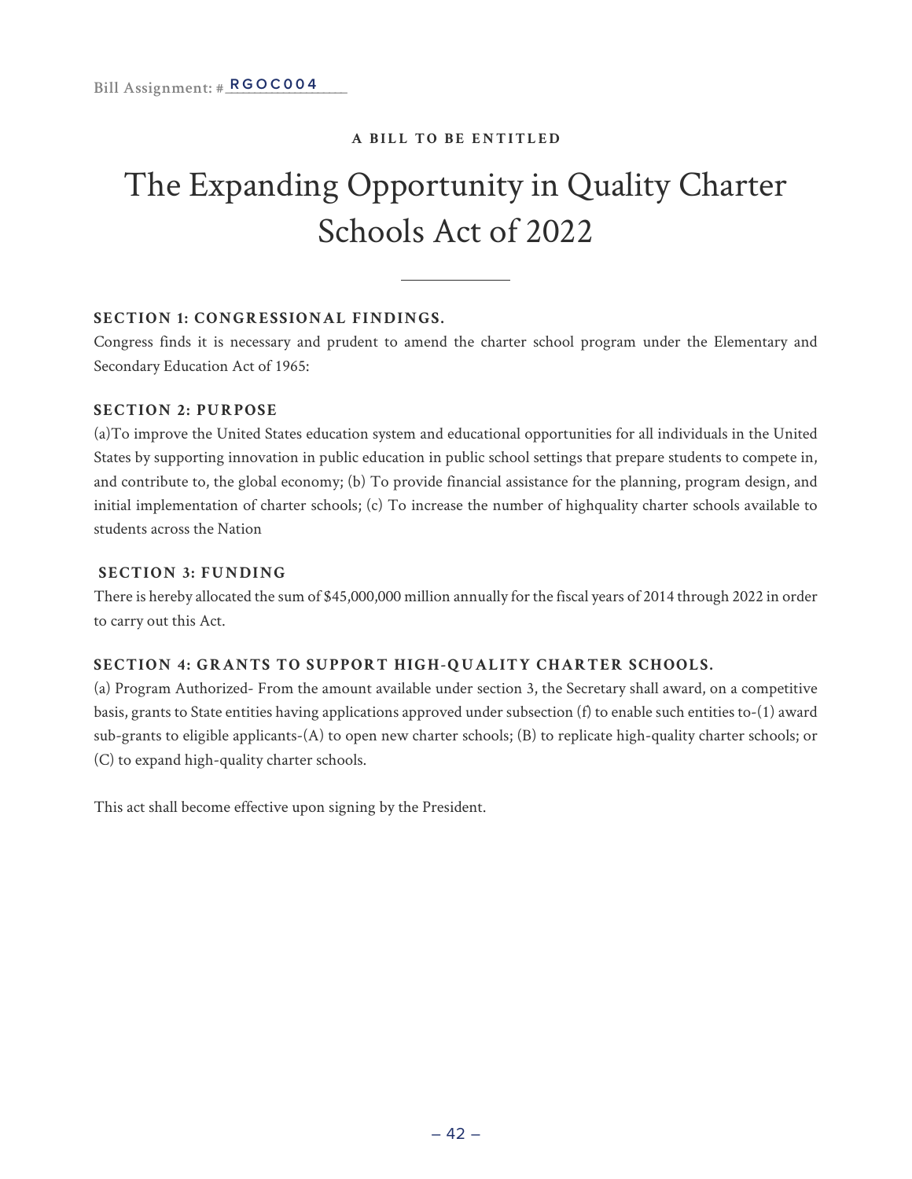Bill Assignment: # RGOC004

**A BILL TO BE ENTITLED**

# The Expanding Opportunity in Quality Charter Schools Act of 2022

---

**SECTION 1: CONGRESSIONAL FINDINGS.**

Congress finds it is necessary and prudent to amend the charter school program under the Elementary and Secondary Education Act of 1965:

**SECTION 2: PURPOSE**

(a)To improve the United States education system and educational opportunities for all individuals in the United States by supporting innovation in public education in public school settings that prepare students to compete in, and contribute to, the global economy; (b) To provide financial assistance for the planning, program design, and initial implementation of charter schools; (c) To increase the number of highquality charter schools available to students across the Nation

**SECTION 3: FUNDING**

There is hereby allocated the sum of $45,000,000 million annually for the fiscal years of 2014 through 2022 in order to carry out this Act.

**SECTION 4: GRANTS TO SUPPORT HIGH-QUALITY CHARTER SCHOOLS.**

(a) Program Authorized- From the amount available under section 3, the Secretary shall award, on a competitive basis, grants to State entities having applications approved under subsection (f) to enable such entities to-(1) award sub-grants to eligible applicants-(A) to open new charter schools; (B) to replicate high-quality charter schools; or (C) to expand high-quality charter schools.

This act shall become effective upon signing by the President.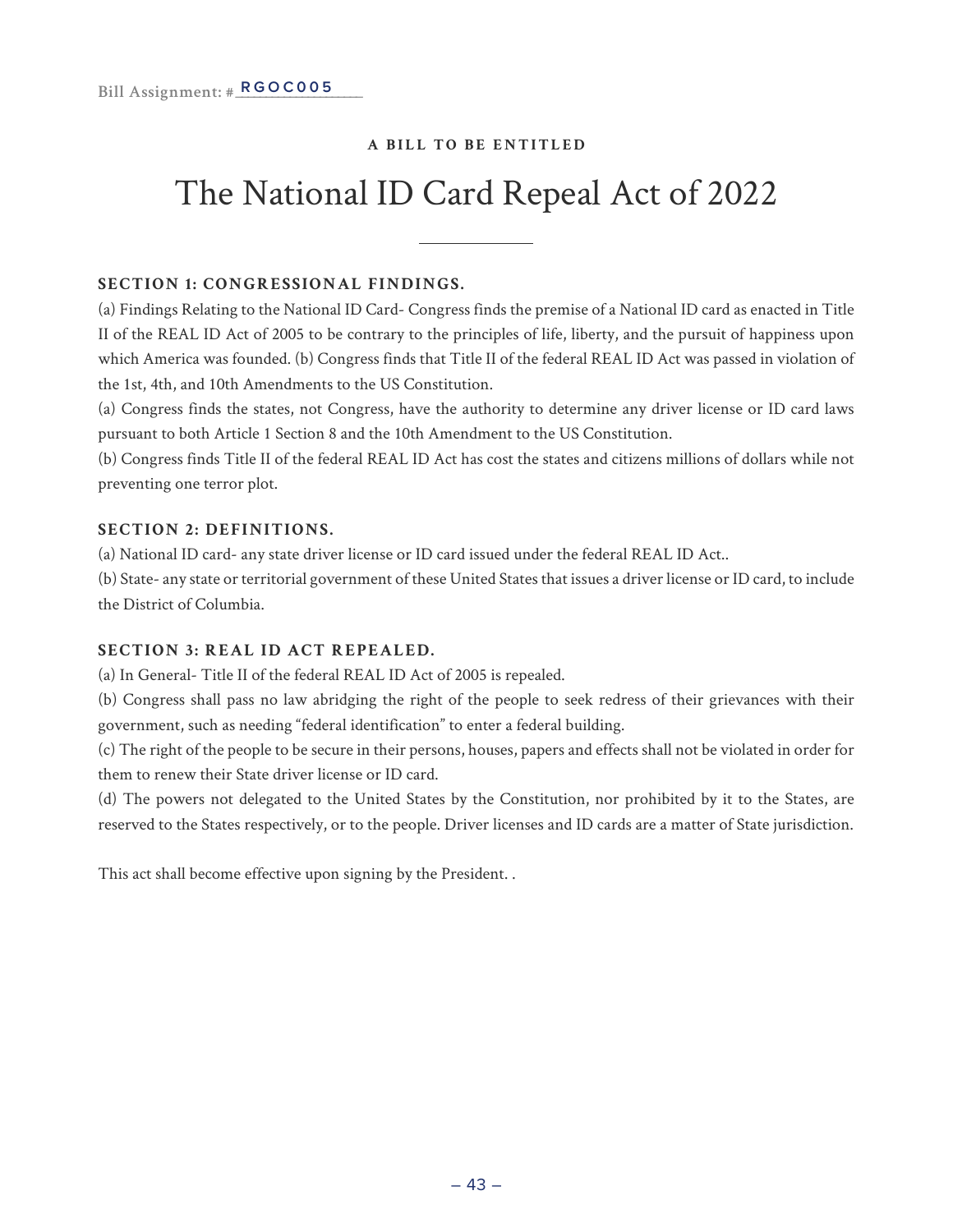Bill Assignment: # RGOC005

A BILL TO BE ENTITLED

# The National ID Card Repeal Act of 2022

**SECTION 1: CONGRESSIONAL FINDINGS.**

(a) Findings Relating to the National ID Card- Congress finds the premise of a National ID card as enacted in Title II of the REAL ID Act of 2005 to be contrary to the principles of life, liberty, and the pursuit of happiness upon which America was founded. (b) Congress finds that Title II of the federal REAL ID Act was passed in violation of the 1st, 4th, and 10th Amendments to the US Constitution.

(a) Congress finds the states, not Congress, have the authority to determine any driver license or ID card laws pursuant to both Article 1 Section 8 and the 10th Amendment to the US Constitution.

(b) Congress finds Title II of the federal REAL ID Act has cost the states and citizens millions of dollars while not preventing one terror plot.

**SECTION 2: DEFINITIONS.**

(a) National ID card- any state driver license or ID card issued under the federal REAL ID Act..

(b) State- any state or territorial government of these United States that issues a driver license or ID card, to include the District of Columbia.

**SECTION 3: REAL ID ACT REPEALED.**

(a) In General- Title II of the federal REAL ID Act of 2005 is repealed.

(b) Congress shall pass no law abridging the right of the people to seek redress of their grievances with their government, such as needing "federal identification" to enter a federal building.

(c) The right of the people to be secure in their persons, houses, papers and effects shall not be violated in order for them to renew their State driver license or ID card.

(d) The powers not delegated to the United States by the Constitution, nor prohibited by it to the States, are reserved to the States respectively, or to the people. Driver licenses and ID cards are a matter of State jurisdiction.

This act shall become effective upon signing by the President. .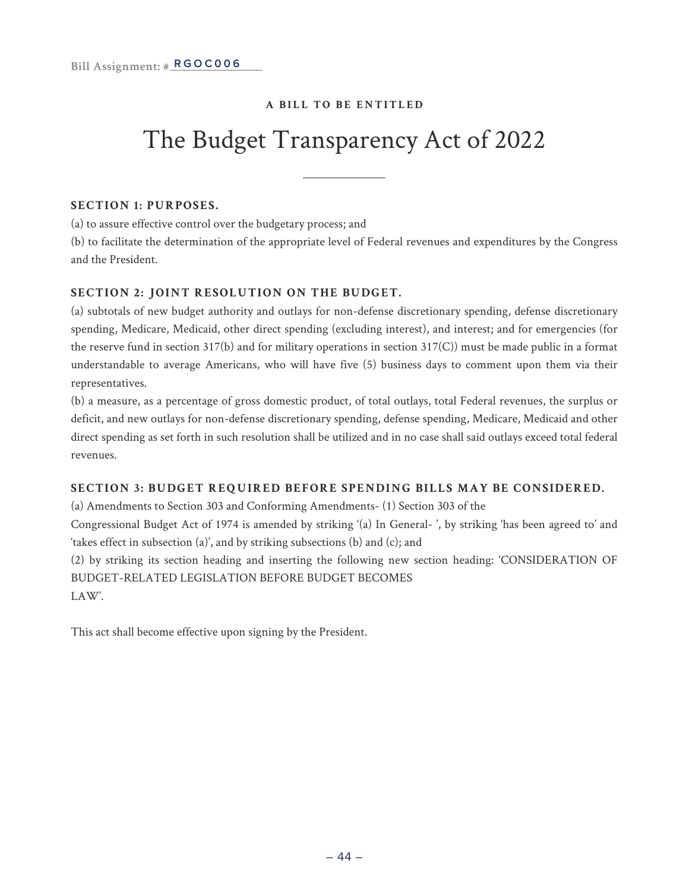Bill Assignment: #RGOC006

**A BILL TO BE ENTITLED**

# The Budget Transparency Act of 2022

### SECTION 1: PURPOSES.

(a) to assure effective control over the budgetary process; and

(b) to facilitate the determination of the appropriate level of Federal revenues and expenditures by the Congress and the President.

### SECTION 2: JOINT RESOLUTION ON THE BUDGET.

(a) subtotals of new budget authority and outlays for non-defense discretionary spending, defense discretionary spending, Medicare, Medicaid, other direct spending (excluding interest), and interest; and for emergencies (for the reserve fund in section 317(b) and for military operations in section 317(C)) must be made public in a format understandable to average Americans, who will have five (5) business days to comment upon them via their representatives.

(b) a measure, as a percentage of gross domestic product, of total outlays, total Federal revenues, the surplus or deficit, and new outlays for non-defense discretionary spending, defense spending, Medicare, Medicaid and other direct spending as set forth in such resolution shall be utilized and in no case shall said outlays exceed total federal revenues.

### SECTION 3: BUDGET REQUIRED BEFORE SPENDING BILLS MAY BE CONSIDERED.

(a) Amendments to Section 303 and Conforming Amendments- (1) Section 303 of the Congressional Budget Act of 1974 is amended by striking '(a) In General- ', by striking 'has been agreed to' and 'takes effect in subsection (a)', and by striking subsections (b) and (c); and

(2) by striking its section heading and inserting the following new section heading: 'CONSIDERATION OF BUDGET-RELATED LEGISLATION BEFORE BUDGET BECOMES LAW'.

This act shall become effective upon signing by the President.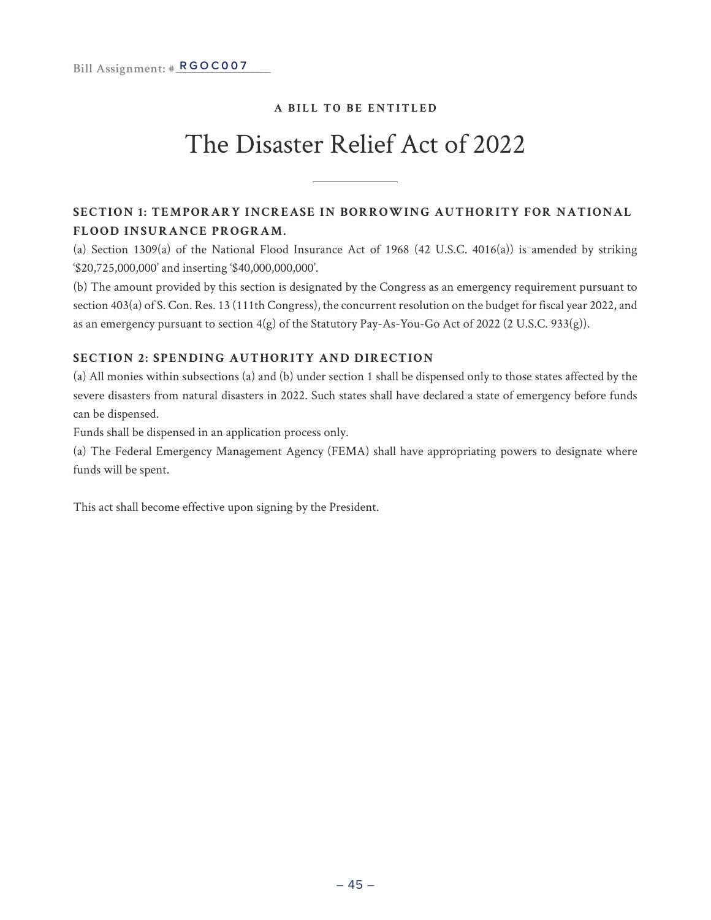Bill Assignment: #RGOC007

**A BILL TO BE ENTITLED**

# The Disaster Relief Act of 2022

## SECTION 1: TEMPORARY INCREASE IN BORROWING AUTHORITY FOR NATIONAL FLOOD INSURANCE PROGRAM.

(a) Section 1309(a) of the National Flood Insurance Act of 1968 (42 U.S.C. 4016(a)) is amended by striking '$20,725,000,000' and inserting '$40,000,000,000'.

(b) The amount provided by this section is designated by the Congress as an emergency requirement pursuant to section 403(a) of S. Con. Res. 13 (111th Congress), the concurrent resolution on the budget for fiscal year 2022, and as an emergency pursuant to section 4(g) of the Statutory Pay-As-You-Go Act of 2022 (2 U.S.C. 933(g)).

## SECTION 2: SPENDING AUTHORITY AND DIRECTION

(a) All monies within subsections (a) and (b) under section 1 shall be dispensed only to those states affected by the severe disasters from natural disasters in 2022. Such states shall have declared a state of emergency before funds can be dispensed.

Funds shall be dispensed in an application process only.

(a) The Federal Emergency Management Agency (FEMA) shall have appropriating powers to designate where funds will be spent.

This act shall become effective upon signing by the President.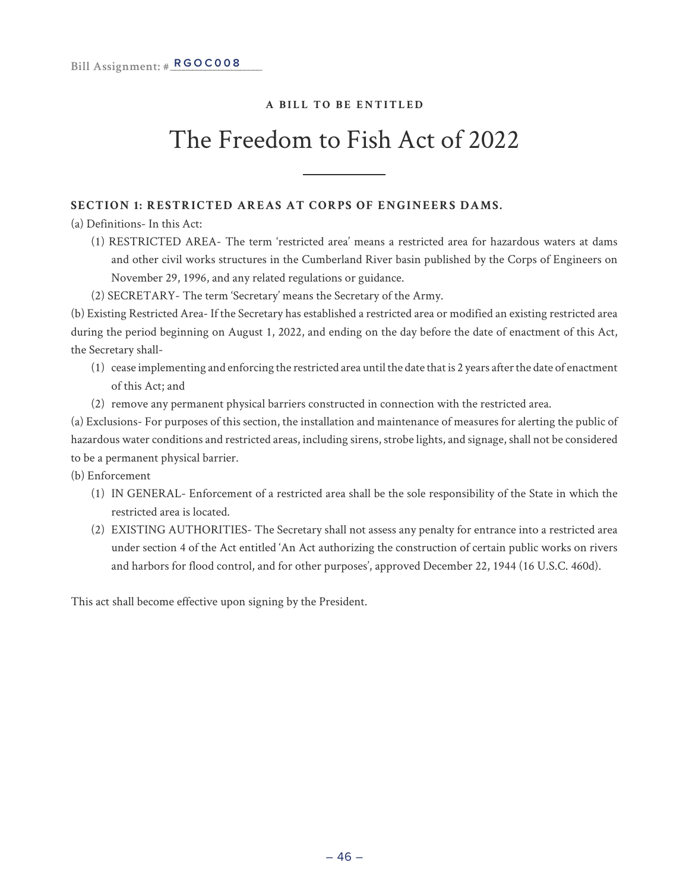Bill Assignment: # RGOC008

**A BILL TO BE ENTITLED**

# The Freedom to Fish Act of 2022

**SECTION 1: RESTRICTED AREAS AT CORPS OF ENGINEERS DAMS.**

(a) Definitions- In this Act:

(1) RESTRICTED AREA- The term 'restricted area' means a restricted area for hazardous waters at dams and other civil works structures in the Cumberland River basin published by the Corps of Engineers on November 29, 1996, and any related regulations or guidance.

(2) SECRETARY- The term 'Secretary' means the Secretary of the Army.

(b) Existing Restricted Area- If the Secretary has established a restricted area or modified an existing restricted area during the period beginning on August 1, 2022, and ending on the day before the date of enactment of this Act, the Secretary shall-

(1) cease implementing and enforcing the restricted area until the date that is 2 years after the date of enactment of this Act; and

(2) remove any permanent physical barriers constructed in connection with the restricted area.

(a) Exclusions- For purposes of this section, the installation and maintenance of measures for alerting the public of hazardous water conditions and restricted areas, including sirens, strobe lights, and signage, shall not be considered to be a permanent physical barrier.

(b) Enforcement

(1) IN GENERAL- Enforcement of a restricted area shall be the sole responsibility of the State in which the restricted area is located.

(2) EXISTING AUTHORITIES- The Secretary shall not assess any penalty for entrance into a restricted area under section 4 of the Act entitled 'An Act authorizing the construction of certain public works on rivers and harbors for flood control, and for other purposes', approved December 22, 1944 (16 U.S.C. 460d).

This act shall become effective upon signing by the President.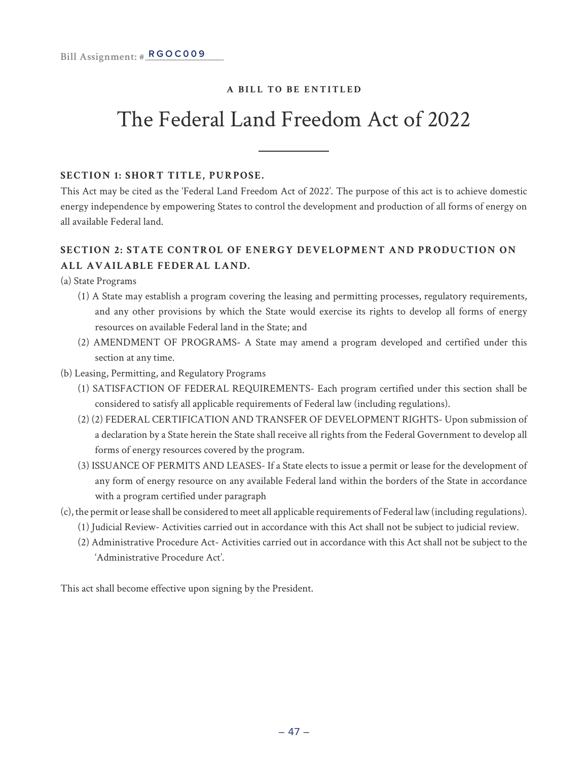Bill Assignment: # RGOC009

**A BILL TO BE ENTITLED**

# The Federal Land Freedom Act of 2022

---

**SECTION 1: SHORT TITLE, PURPOSE.**

This Act may be cited as the 'Federal Land Freedom Act of 2022'. The purpose of this act is to achieve domestic energy independence by empowering States to control the development and production of all forms of energy on all available Federal land.

**SECTION 2: STATE CONTROL OF ENERGY DEVELOPMENT AND PRODUCTION ON ALL AVAILABLE FEDERAL LAND.**

(a) State Programs

- (1) A State may establish a program covering the leasing and permitting processes, regulatory requirements, and any other provisions by which the State would exercise its rights to develop all forms of energy resources on available Federal land in the State; and
- (2) AMENDMENT OF PROGRAMS- A State may amend a program developed and certified under this section at any time.

(b) Leasing, Permitting, and Regulatory Programs

- (1) SATISFACTION OF FEDERAL REQUIREMENTS- Each program certified under this section shall be considered to satisfy all applicable requirements of Federal law (including regulations).
- (2) (2) FEDERAL CERTIFICATION AND TRANSFER OF DEVELOPMENT RIGHTS- Upon submission of a declaration by a State herein the State shall receive all rights from the Federal Government to develop all forms of energy resources covered by the program.
- (3) ISSUANCE OF PERMITS AND LEASES- If a State elects to issue a permit or lease for the development of any form of energy resource on any available Federal land within the borders of the State in accordance with a program certified under paragraph

(c), the permit or lease shall be considered to meet all applicable requirements of Federal law (including regulations).

- (1) Judicial Review- Activities carried out in accordance with this Act shall not be subject to judicial review.
- (2) Administrative Procedure Act- Activities carried out in accordance with this Act shall not be subject to the 'Administrative Procedure Act'.

This act shall become effective upon signing by the President.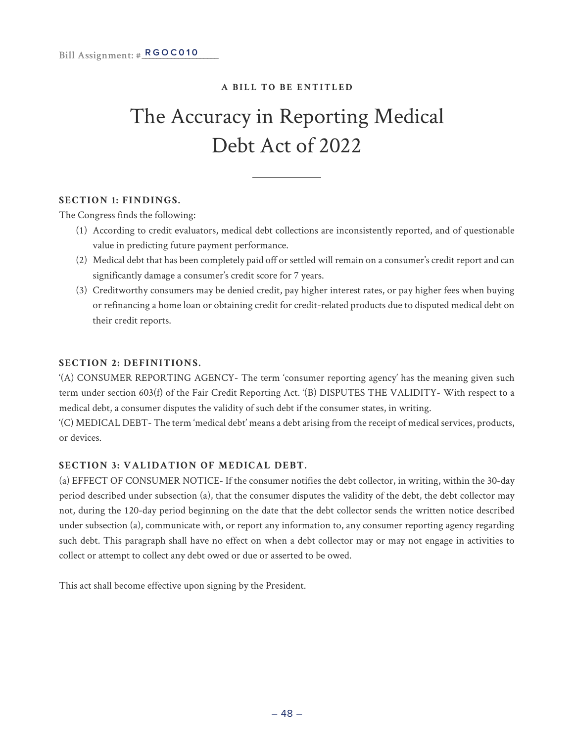Bill Assignment: # RGOC010

**A BILL TO BE ENTITLED**

# The Accuracy in Reporting Medical Debt Act of 2022

---

**SECTION 1: FINDINGS.**

The Congress finds the following:

(1) According to credit evaluators, medical debt collections are inconsistently reported, and of questionable value in predicting future payment performance.

(2) Medical debt that has been completely paid off or settled will remain on a consumer's credit report and can significantly damage a consumer's credit score for 7 years.

(3) Creditworthy consumers may be denied credit, pay higher interest rates, or pay higher fees when buying or refinancing a home loan or obtaining credit for credit-related products due to disputed medical debt on their credit reports.

**SECTION 2: DEFINITIONS.**

'(A) CONSUMER REPORTING AGENCY- The term 'consumer reporting agency' has the meaning given such term under section 603(f) of the Fair Credit Reporting Act. '(B) DISPUTES THE VALIDITY- With respect to a medical debt, a consumer disputes the validity of such debt if the consumer states, in writing.

'(C) MEDICAL DEBT- The term 'medical debt' means a debt arising from the receipt of medical services, products, or devices.

**SECTION 3: VALIDATION OF MEDICAL DEBT.**

(a) EFFECT OF CONSUMER NOTICE- If the consumer notifies the debt collector, in writing, within the 30-day period described under subsection (a), that the consumer disputes the validity of the debt, the debt collector may not, during the 120-day period beginning on the date that the debt collector sends the written notice described under subsection (a), communicate with, or report any information to, any consumer reporting agency regarding such debt. This paragraph shall have no effect on when a debt collector may or may not engage in activities to collect or attempt to collect any debt owed or due or asserted to be owed.

This act shall become effective upon signing by the President.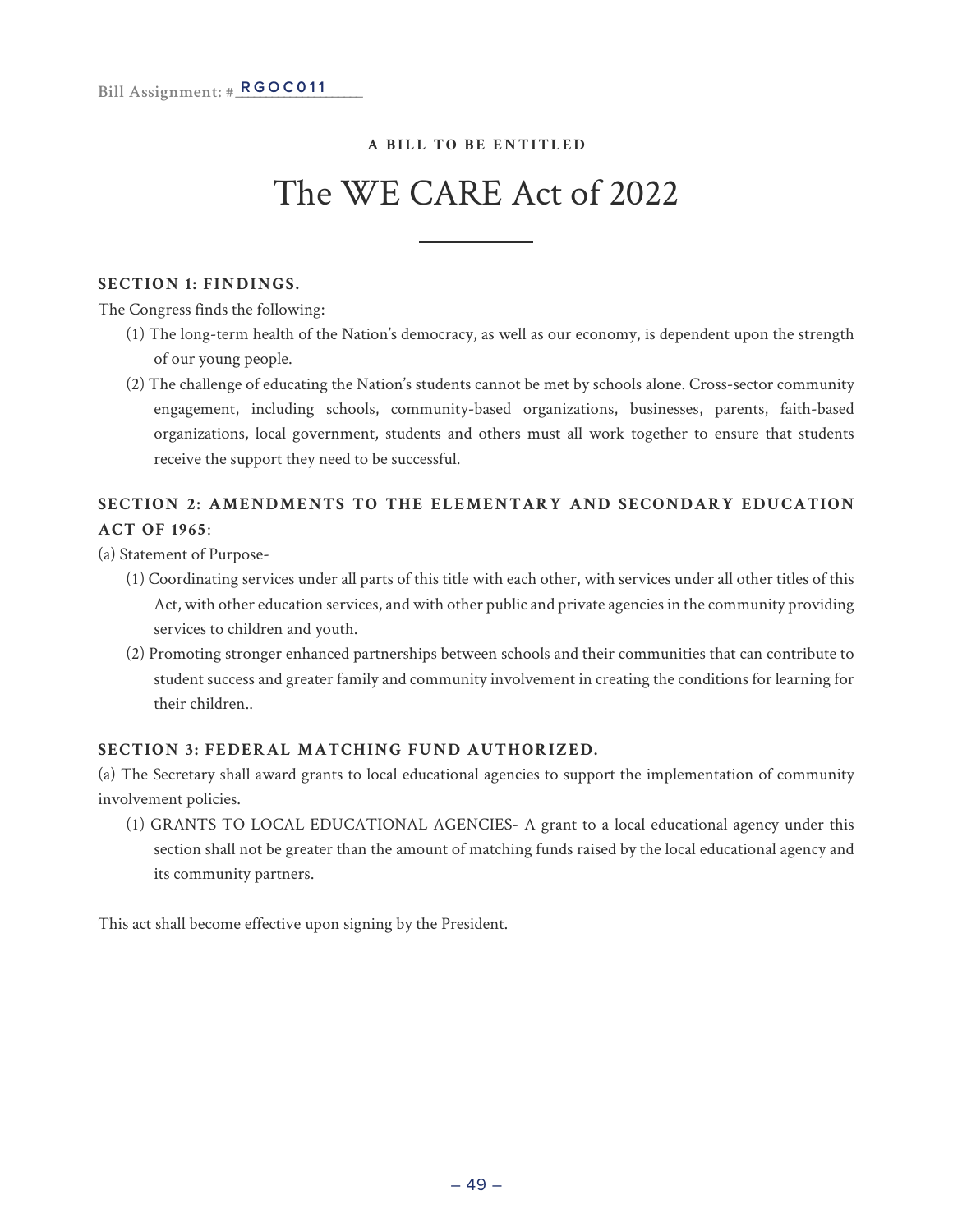Bill Assignment: # RGOC011

**A BILL TO BE ENTITLED**

# The WE CARE Act of 2022

**SECTION 1: FINDINGS.**

The Congress finds the following:

(1) The long-term health of the Nation's democracy, as well as our economy, is dependent upon the strength of our young people.

(2) The challenge of educating the Nation's students cannot be met by schools alone. Cross-sector community engagement, including schools, community-based organizations, businesses, parents, faith-based organizations, local government, students and others must all work together to ensure that students receive the support they need to be successful.

**SECTION 2: AMENDMENTS TO THE ELEMENTARY AND SECONDARY EDUCATION ACT OF 1965**:

(a) Statement of Purpose-

(1) Coordinating services under all parts of this title with each other, with services under all other titles of this Act, with other education services, and with other public and private agencies in the community providing services to children and youth.

(2) Promoting stronger enhanced partnerships between schools and their communities that can contribute to student success and greater family and community involvement in creating the conditions for learning for their children..

**SECTION 3: FEDERAL MATCHING FUND AUTHORIZED.**

(a) The Secretary shall award grants to local educational agencies to support the implementation of community involvement policies.

(1) GRANTS TO LOCAL EDUCATIONAL AGENCIES- A grant to a local educational agency under this section shall not be greater than the amount of matching funds raised by the local educational agency and its community partners.

This act shall become effective upon signing by the President.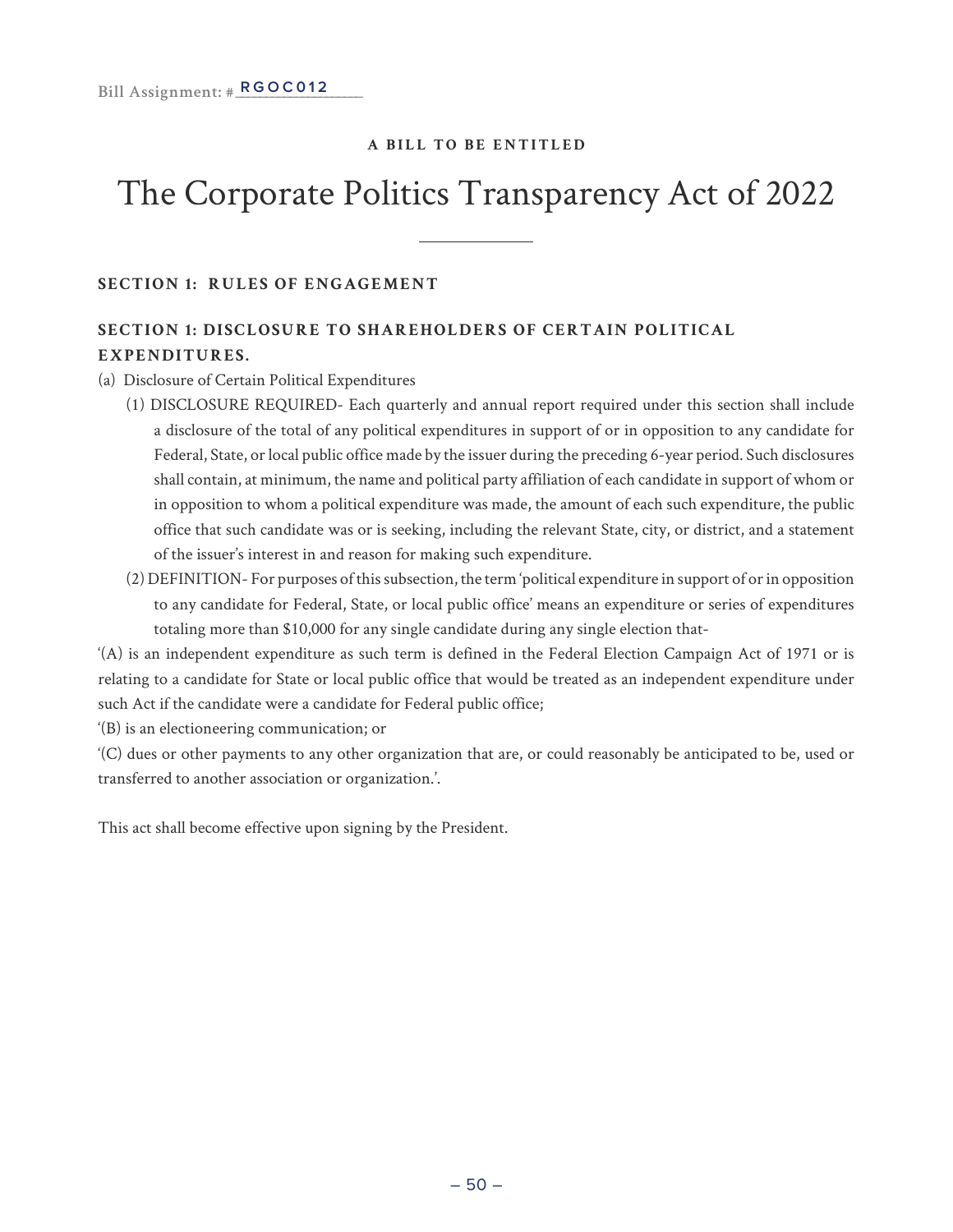Bill Assignment: # RGOC012

**A BILL TO BE ENTITLED**

# The Corporate Politics Transparency Act of 2022

---

**SECTION 1: RULES OF ENGAGEMENT**

**SECTION 1: DISCLOSURE TO SHAREHOLDERS OF CERTAIN POLITICAL EXPENDITURES.**

(a) Disclosure of Certain Political Expenditures

(1) DISCLOSURE REQUIRED- Each quarterly and annual report required under this section shall include a disclosure of the total of any political expenditures in support of or in opposition to any candidate for Federal, State, or local public office made by the issuer during the preceding 6-year period. Such disclosures shall contain, at minimum, the name and political party affiliation of each candidate in support of whom or in opposition to whom a political expenditure was made, the amount of each such expenditure, the public office that such candidate was or is seeking, including the relevant State, city, or district, and a statement of the issuer's interest in and reason for making such expenditure.

(2) DEFINITION- For purposes of this subsection, the term 'political expenditure in support of or in opposition to any candidate for Federal, State, or local public office' means an expenditure or series of expenditures totaling more than $10,000 for any single candidate during any single election that-

'(A) is an independent expenditure as such term is defined in the Federal Election Campaign Act of 1971 or is relating to a candidate for State or local public office that would be treated as an independent expenditure under such Act if the candidate were a candidate for Federal public office;

'(B) is an electioneering communication; or

'(C) dues or other payments to any other organization that are, or could reasonably be anticipated to be, used or transferred to another association or organization.'.

This act shall become effective upon signing by the President.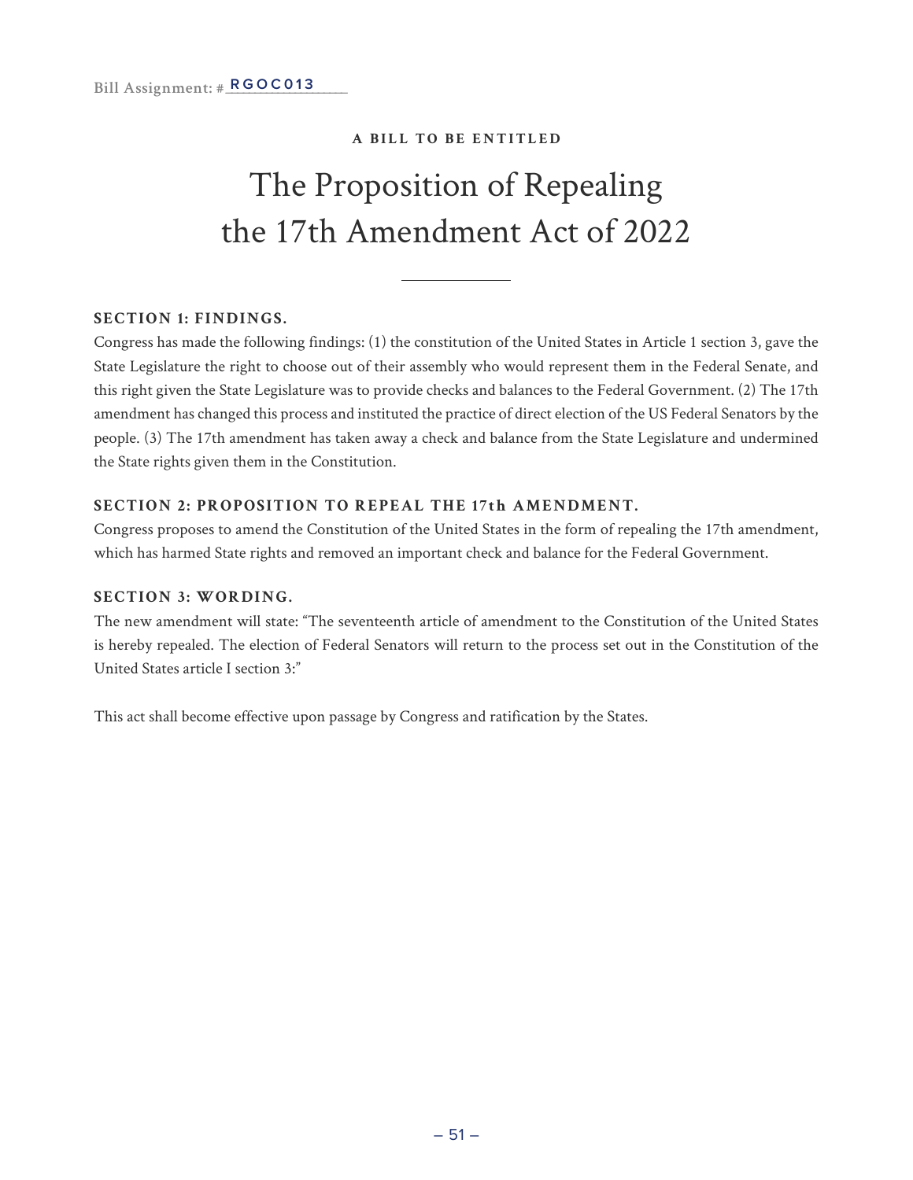Bill Assignment: # RGOC013

**A BILL TO BE ENTITLED**

# The Proposition of Repealing the 17th Amendment Act of 2022

---

**SECTION 1: FINDINGS.**

Congress has made the following findings: (1) the constitution of the United States in Article 1 section 3, gave the State Legislature the right to choose out of their assembly who would represent them in the Federal Senate, and this right given the State Legislature was to provide checks and balances to the Federal Government. (2) The 17th amendment has changed this process and instituted the practice of direct election of the US Federal Senators by the people. (3) The 17th amendment has taken away a check and balance from the State Legislature and undermined the State rights given them in the Constitution.

**SECTION 2: PROPOSITION TO REPEAL THE 17th AMENDMENT.**

Congress proposes to amend the Constitution of the United States in the form of repealing the 17th amendment, which has harmed State rights and removed an important check and balance for the Federal Government.

**SECTION 3: WORDING.**

The new amendment will state: "The seventeenth article of amendment to the Constitution of the United States is hereby repealed. The election of Federal Senators will return to the process set out in the Constitution of the United States article I section 3:"

This act shall become effective upon passage by Congress and ratification by the States.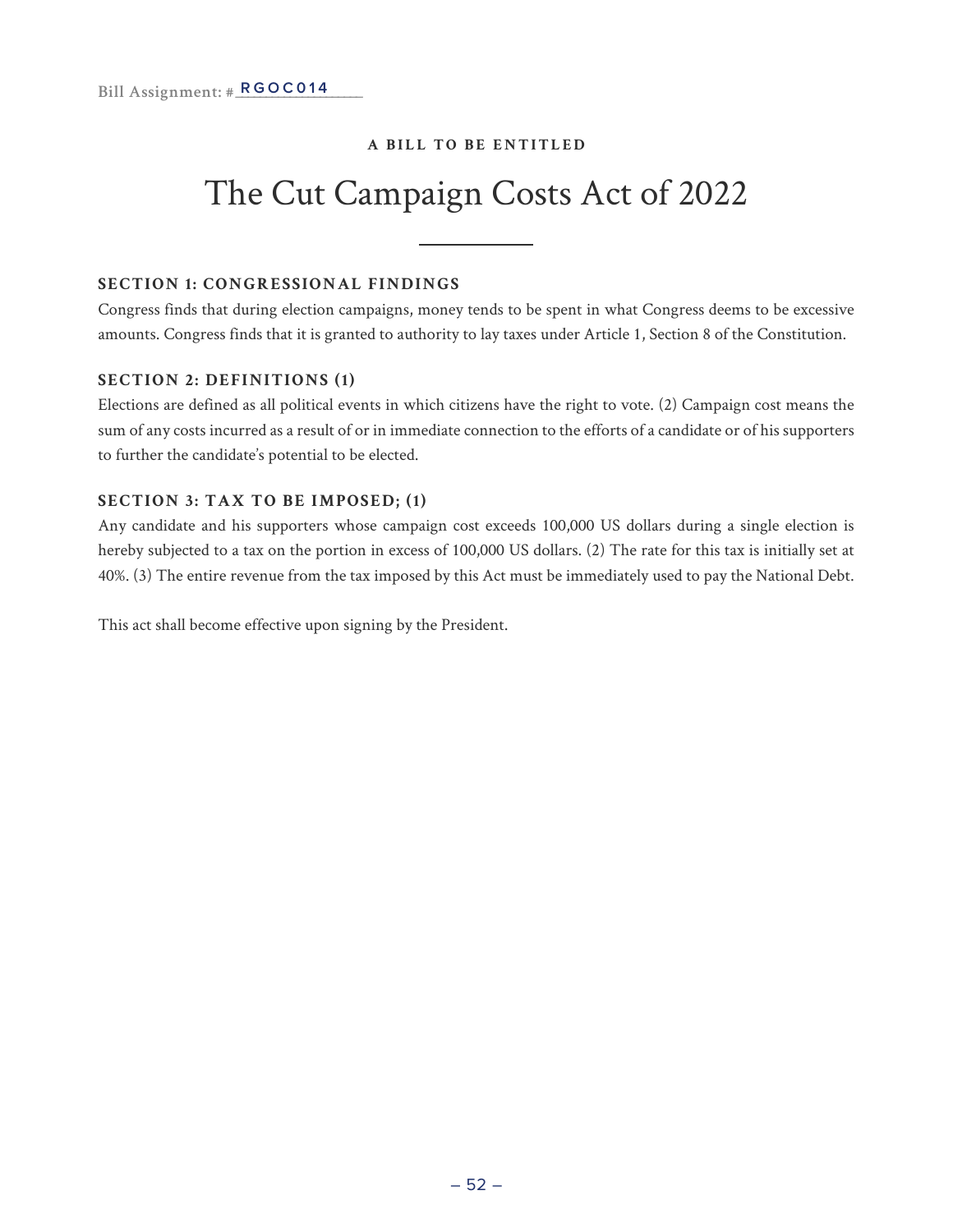Bill Assignment: # RGOC014

**A BILL TO BE ENTITLED**

# The Cut Campaign Costs Act of 2022

### SECTION 1: CONGRESSIONAL FINDINGS

Congress finds that during election campaigns, money tends to be spent in what Congress deems to be excessive amounts. Congress finds that it is granted to authority to lay taxes under Article 1, Section 8 of the Constitution.

### SECTION 2: DEFINITIONS (1)

Elections are defined as all political events in which citizens have the right to vote. (2) Campaign cost means the sum of any costs incurred as a result of or in immediate connection to the efforts of a candidate or of his supporters to further the candidate's potential to be elected.

### SECTION 3: TAX TO BE IMPOSED; (1)

Any candidate and his supporters whose campaign cost exceeds 100,000 US dollars during a single election is hereby subjected to a tax on the portion in excess of 100,000 US dollars. (2) The rate for this tax is initially set at 40%. (3) The entire revenue from the tax imposed by this Act must be immediately used to pay the National Debt.

This act shall become effective upon signing by the President.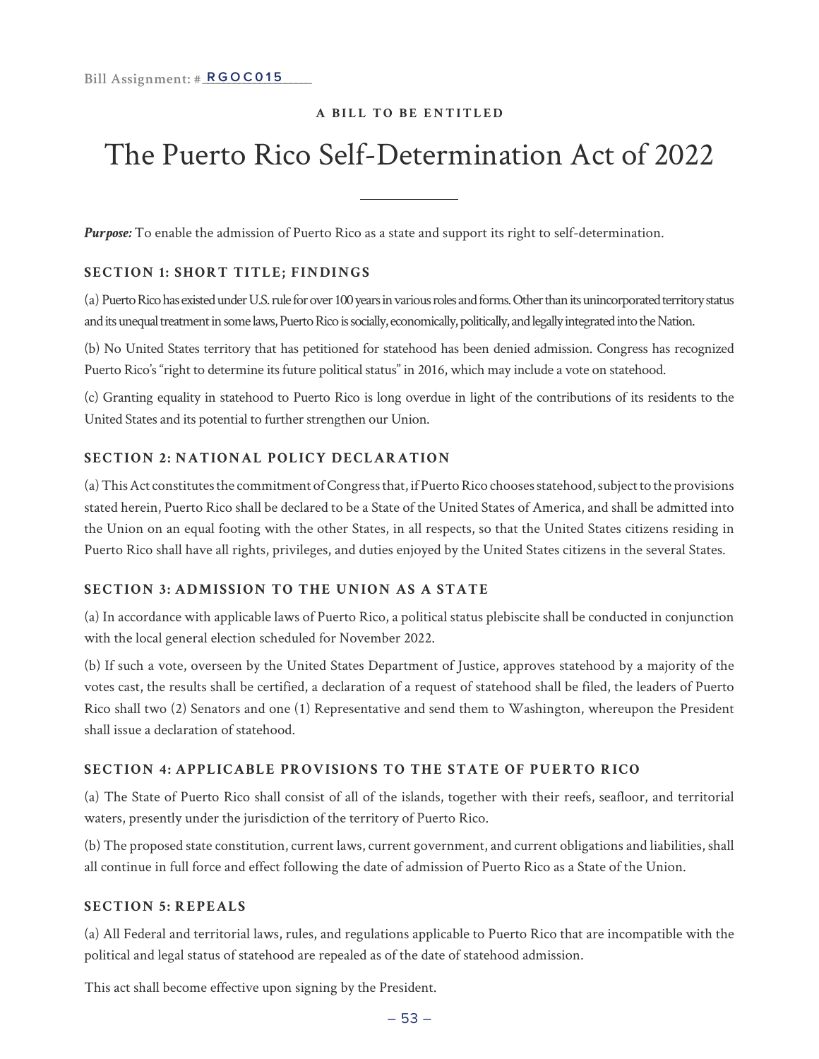Bill Assignment: # RGOC015

**A BILL TO BE ENTITLED**

# The Puerto Rico Self-Determination Act of 2022

***Purpose:*** To enable the admission of Puerto Rico as a state and support its right to self-determination.

## SECTION 1: SHORT TITLE; FINDINGS

(a) Puerto Rico has existed under U.S. rule for over 100 years in various roles and forms. Other than its unincorporated territory status and its unequal treatment in some laws, Puerto Rico is socially, economically, politically, and legally integrated into the Nation.

(b) No United States territory that has petitioned for statehood has been denied admission. Congress has recognized Puerto Rico's "right to determine its future political status" in 2016, which may include a vote on statehood.

(c) Granting equality in statehood to Puerto Rico is long overdue in light of the contributions of its residents to the United States and its potential to further strengthen our Union.

## SECTION 2: NATIONAL POLICY DECLARATION

(a) This Act constitutes the commitment of Congress that, if Puerto Rico chooses statehood, subject to the provisions stated herein, Puerto Rico shall be declared to be a State of the United States of America, and shall be admitted into the Union on an equal footing with the other States, in all respects, so that the United States citizens residing in Puerto Rico shall have all rights, privileges, and duties enjoyed by the United States citizens in the several States.

## SECTION 3: ADMISSION TO THE UNION AS A STATE

(a) In accordance with applicable laws of Puerto Rico, a political status plebiscite shall be conducted in conjunction with the local general election scheduled for November 2022.

(b) If such a vote, overseen by the United States Department of Justice, approves statehood by a majority of the votes cast, the results shall be certified, a declaration of a request of statehood shall be filed, the leaders of Puerto Rico shall two (2) Senators and one (1) Representative and send them to Washington, whereupon the President shall issue a declaration of statehood.

## SECTION 4: APPLICABLE PROVISIONS TO THE STATE OF PUERTO RICO

(a) The State of Puerto Rico shall consist of all of the islands, together with their reefs, seafloor, and territorial waters, presently under the jurisdiction of the territory of Puerto Rico.

(b) The proposed state constitution, current laws, current government, and current obligations and liabilities, shall all continue in full force and effect following the date of admission of Puerto Rico as a State of the Union.

## SECTION 5: REPEALS

(a) All Federal and territorial laws, rules, and regulations applicable to Puerto Rico that are incompatible with the political and legal status of statehood are repealed as of the date of statehood admission.

This act shall become effective upon signing by the President.